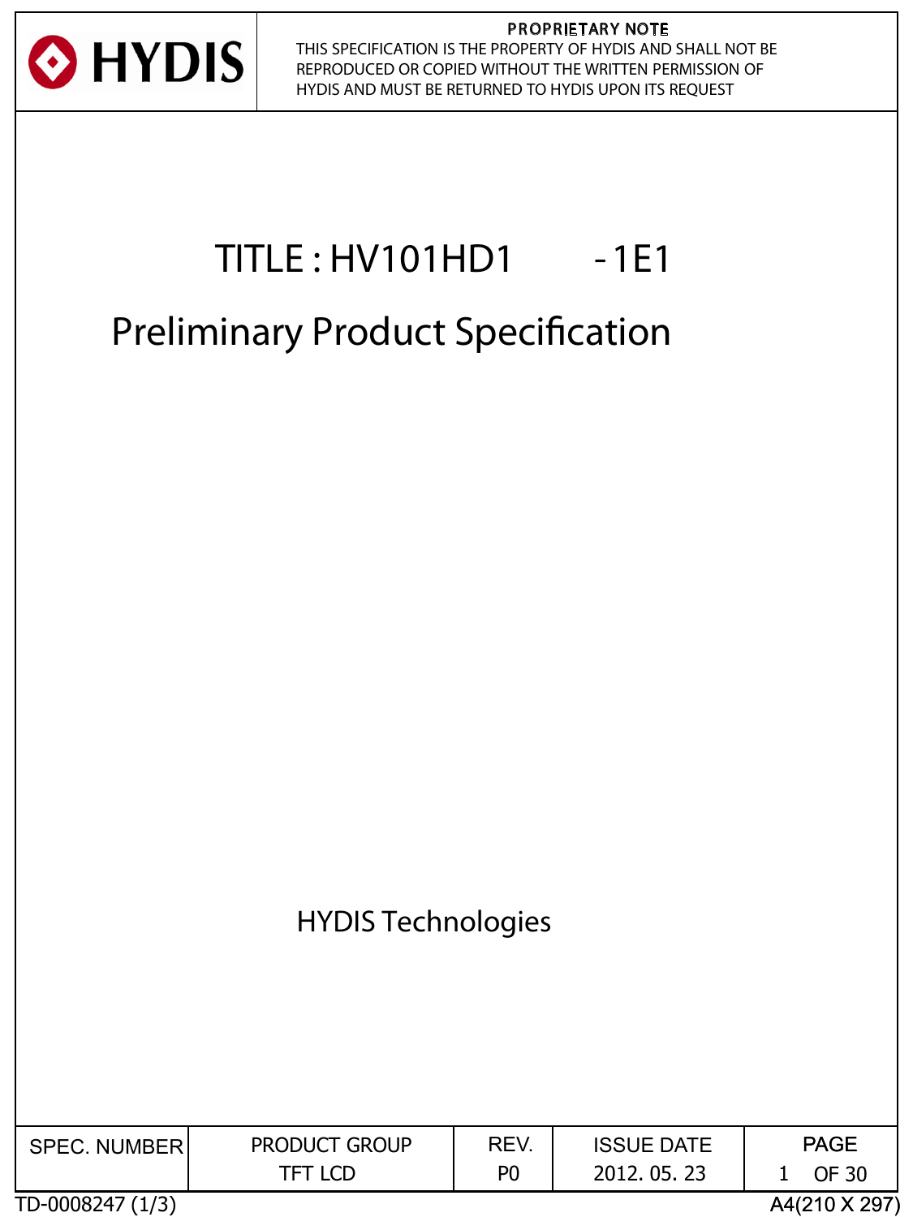HYDIS

**PROPRIETARY NOTE**

THIS SPECIFICATION IS THE PROPERTY OF HYDIS AND SHALL NOT BE REPRODUCED OR COPIED WITHOUT THE WRITTEN PERMISSION OF HYDIS AND MUST BE RETURNED TO HYDIS UPON ITS REQUEST

# TITLE : HV101HD1 -1E1

# Preliminary Product Specification

HYDIS Technologies

| SPEC. NUMBER | PRODUCT GROUP | REV. | ISSUE DATE | PAGE |
|---|---|---|---|---|
| | TFT LCD | P0 | 2012. 05. 23 | 1 OF 30 |

TD-0008247 (1/3)

A4(210 X 297)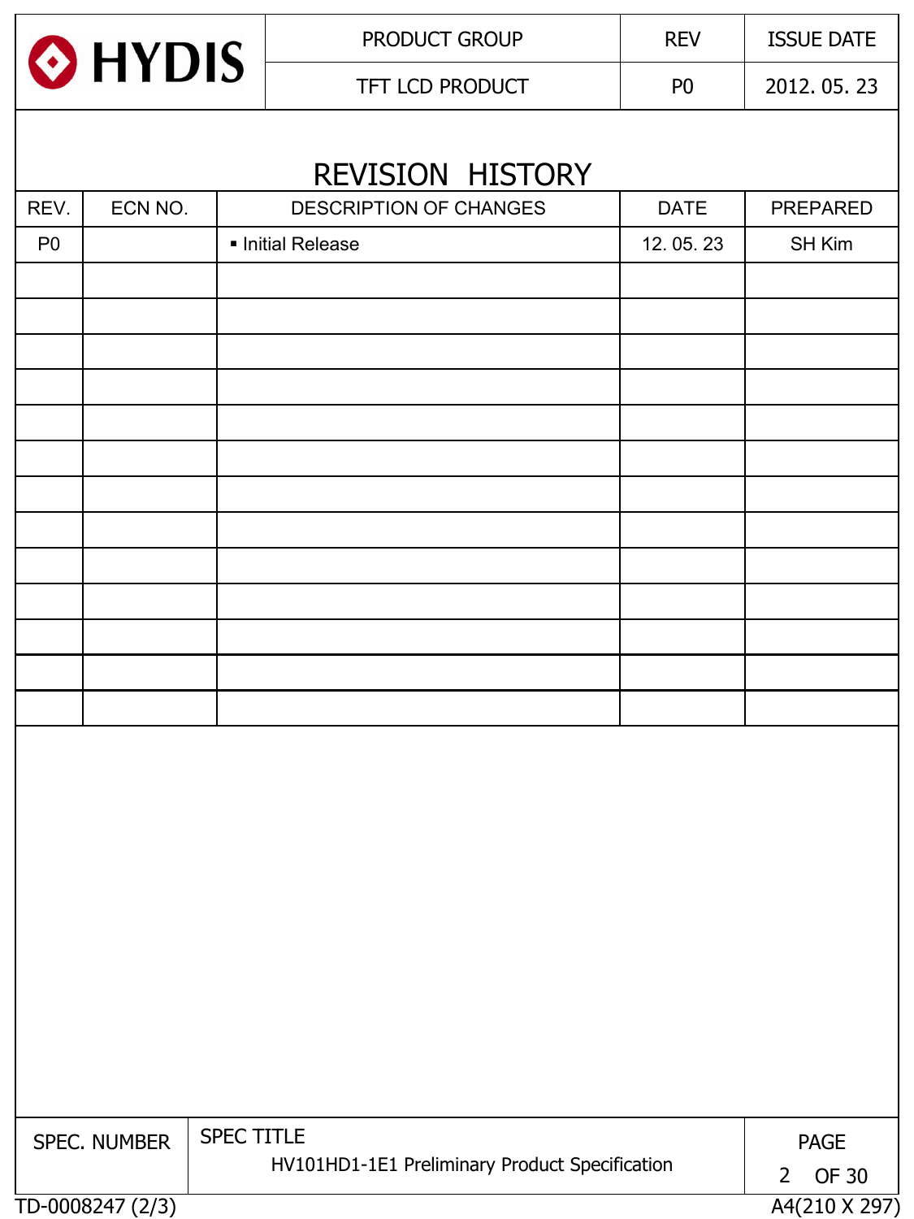# REVISION HISTORY

| REV. | ECN NO. | DESCRIPTION OF CHANGES | DATE | PREPARED |
|---|---|---|---|---|
| P0 | | ▪ Initial Release | 12. 05. 23 | SH Kim |
| | | | | |
| | | | | |
| | | | | |
| | | | | |
| | | | | |
| | | | | |
| | | | | |
| | | | | |
| | | | | |
| | | | | |
| | | | | |
| | | | | |
| | | | | |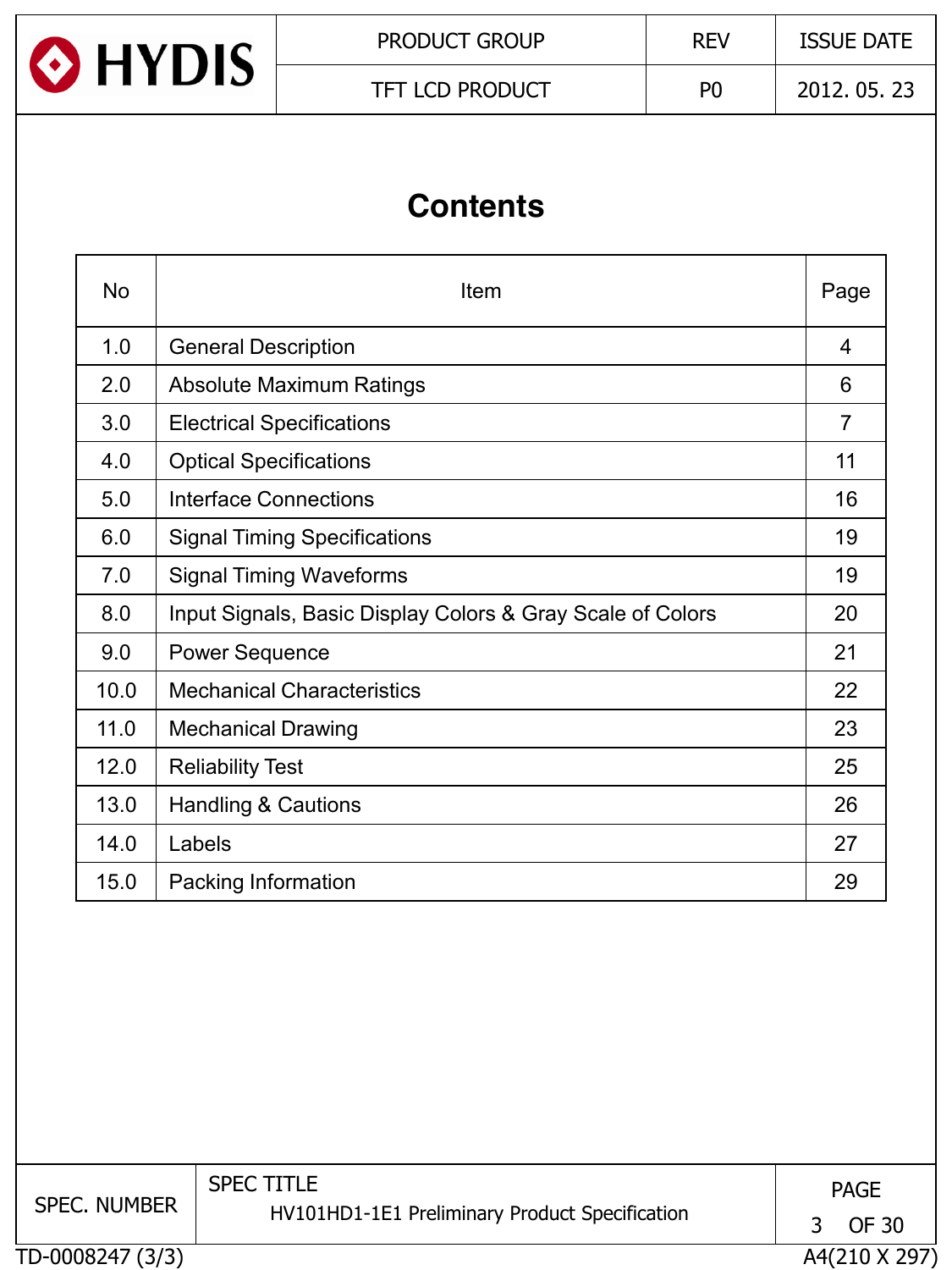# Contents

| No | Item | Page |
|---|---|---|
| 1.0 | General Description | 4 |
| 2.0 | Absolute Maximum Ratings | 6 |
| 3.0 | Electrical Specifications | 7 |
| 4.0 | Optical Specifications | 11 |
| 5.0 | Interface Connections | 16 |
| 6.0 | Signal Timing Specifications | 19 |
| 7.0 | Signal Timing Waveforms | 19 |
| 8.0 | Input Signals, Basic Display Colors & Gray Scale of Colors | 20 |
| 9.0 | Power Sequence | 21 |
| 10.0 | Mechanical Characteristics | 22 |
| 11.0 | Mechanical Drawing | 23 |
| 12.0 | Reliability Test | 25 |
| 13.0 | Handling & Cautions | 26 |
| 14.0 | Labels | 27 |
| 15.0 | Packing Information | 29 |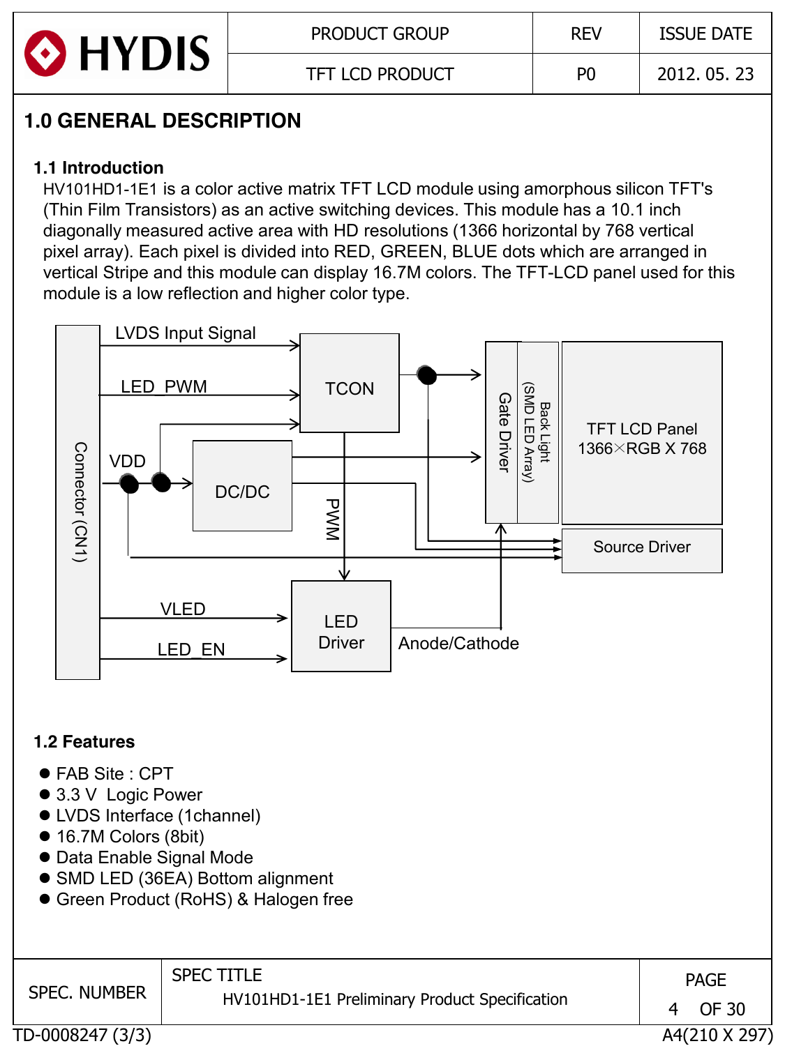# 1.0 GENERAL DESCRIPTION

## 1.1 Introduction

HV101HD1-1E1 is a color active matrix TFT LCD module using amorphous silicon TFT's (Thin Film Transistors) as an active switching devices. This module has a 10.1 inch diagonally measured active area with HD resolutions (1366 horizontal by 768 vertical pixel array). Each pixel is divided into RED, GREEN, BLUE dots which are arranged in vertical Stripe and this module can display 16.7M colors. The TFT-LCD panel used for this module is a low reflection and higher color type.

Connector (CN1) | LVDS Input Signal | LED_PWM | VDD | VLED | LED_EN | TCON | DC/DC | PWM | LED Driver | Anode/Cathode | Gate Driver | Back Light (SMD LED Array) | TFT LCD Panel 1366×RGB X 768 | Source Driver

## 1.2 Features

- FAB Site : CPT
- 3.3 V Logic Power
- LVDS Interface (1channel)
- 16.7M Colors (8bit)
- Data Enable Signal Mode
- SMD LED (36EA) Bottom alignment
- Green Product (RoHS) & Halogen free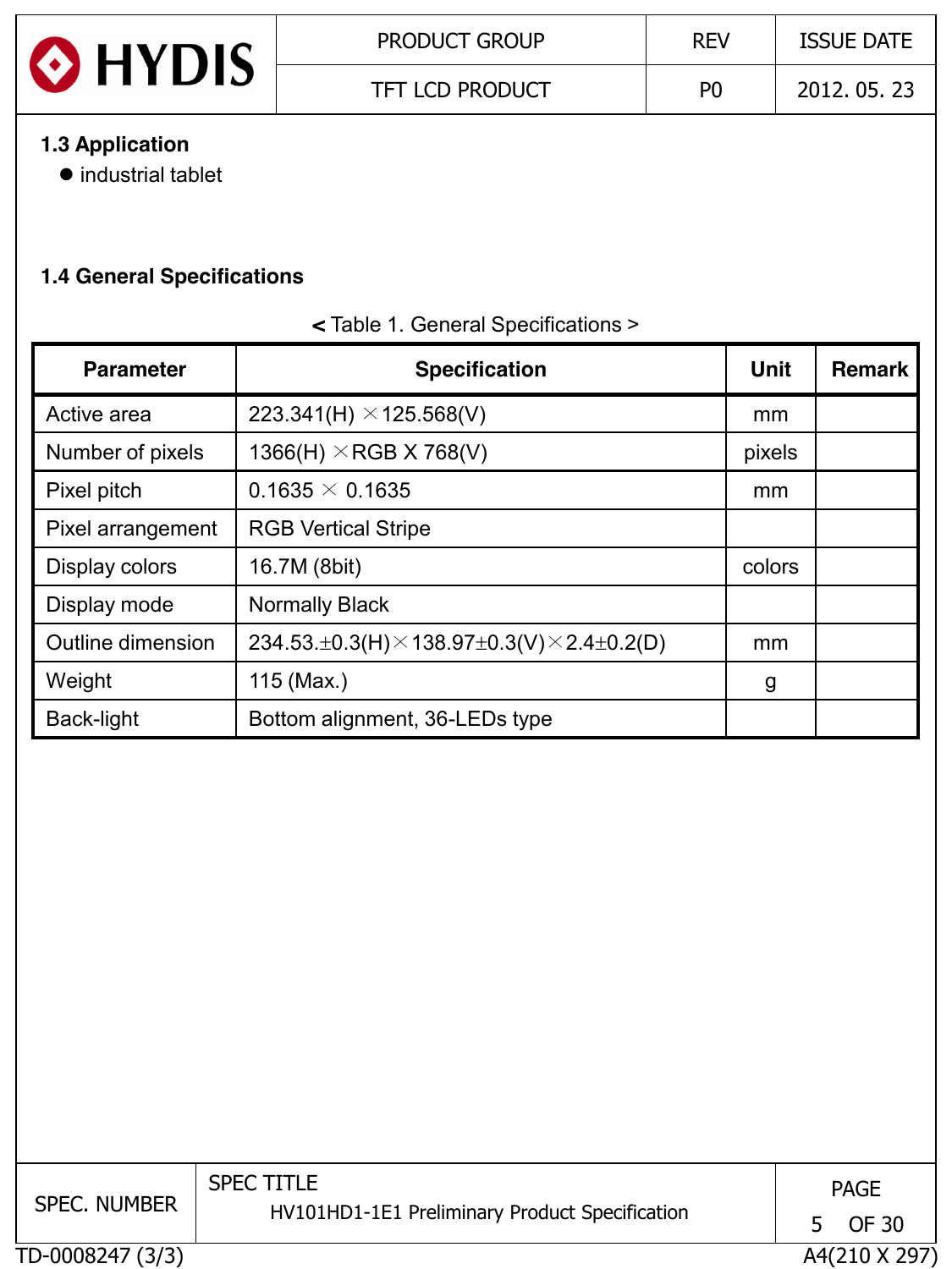## 1.3 Application

- industrial tablet

## 1.4 General Specifications

< Table 1. General Specifications >

| Parameter | Specification | Unit | Remark |
|---|---|---|---|
| Active area | 223.341(H) × 125.568(V) | mm | |
| Number of pixels | 1366(H) × RGB X 768(V) | pixels | |
| Pixel pitch | 0.1635 × 0.1635 | mm | |
| Pixel arrangement | RGB Vertical Stripe | | |
| Display colors | 16.7M (8bit) | colors | |
| Display mode | Normally Black | | |
| Outline dimension | 234.53.±0.3(H)×138.97±0.3(V)×2.4±0.2(D) | mm | |
| Weight | 115 (Max.) | g | |
| Back-light | Bottom alignment, 36-LEDs type | | |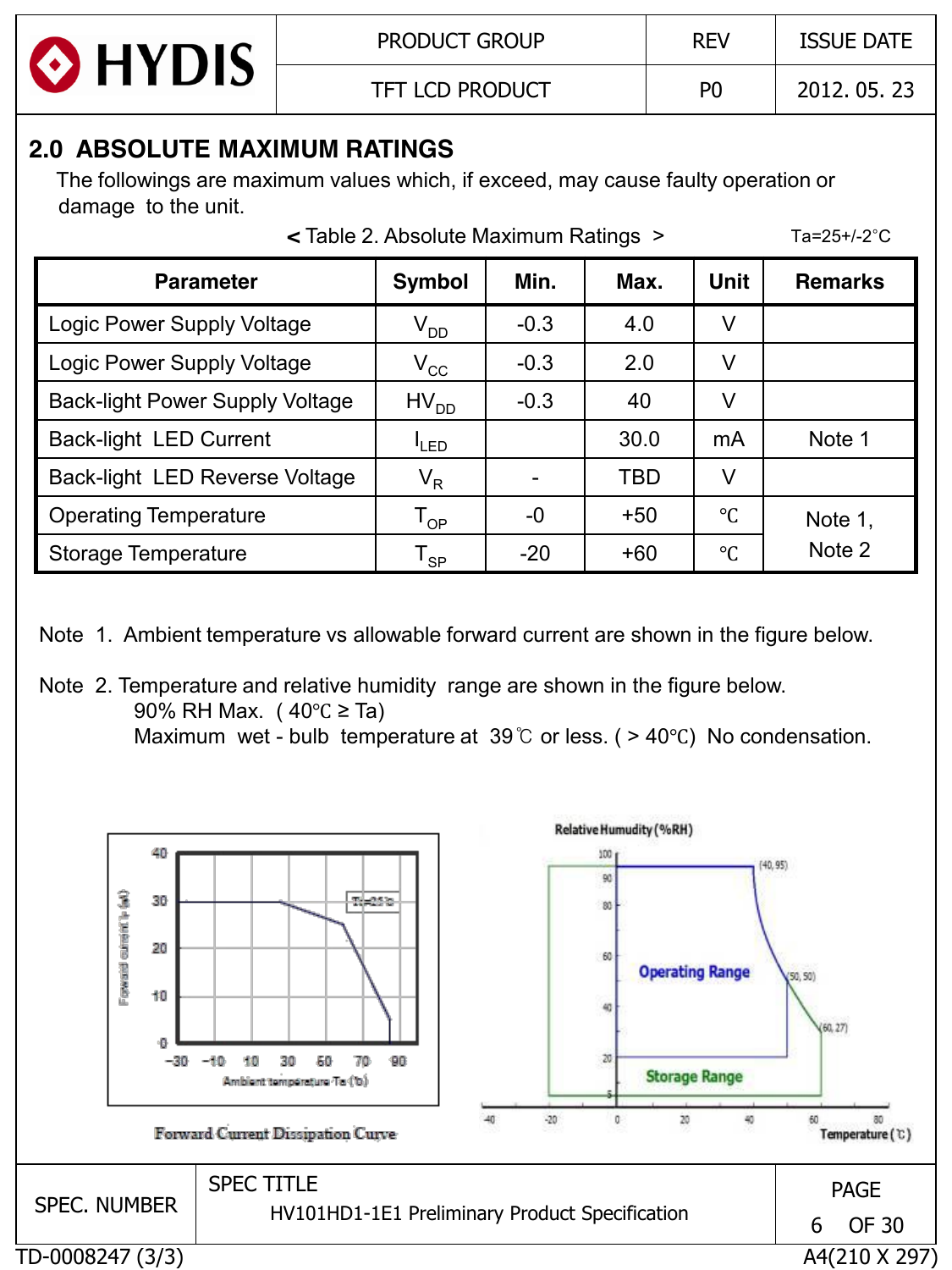## 2.0 ABSOLUTE MAXIMUM RATINGS

The followings are maximum values which, if exceed, may cause faulty operation or damage to the unit.

< Table 2. Absolute Maximum Ratings > Ta=25+/-2°C

| Parameter | Symbol | Min. | Max. | Unit | Remarks |
|---|---|---|---|---|---|
| Logic Power Supply Voltage | $V_{DD}$ | -0.3 | 4.0 | V | |
| Logic Power Supply Voltage | $V_{CC}$ | -0.3 | 2.0 | V | |
| Back-light Power Supply Voltage | $HV_{DD}$ | -0.3 | 40 | V | |
| Back-light LED Current | $I_{LED}$ | | 30.0 | mA | Note 1 |
| Back-light LED Reverse Voltage | $V_R$ | - | TBD | V | |
| Operating Temperature | $T_{OP}$ | -0 | +50 | ℃ | Note 1, Note 2 |
| Storage Temperature | $T_{SP}$ | -20 | +60 | ℃ | |

Note 1. Ambient temperature vs allowable forward current are shown in the figure below.

Note 2. Temperature and relative humidity range are shown in the figure below.
90% RH Max. ( 40℃ ≥ Ta)
Maximum wet - bulb temperature at 39℃ or less. ( > 40℃) No condensation.

Forward Current Dissipation Curve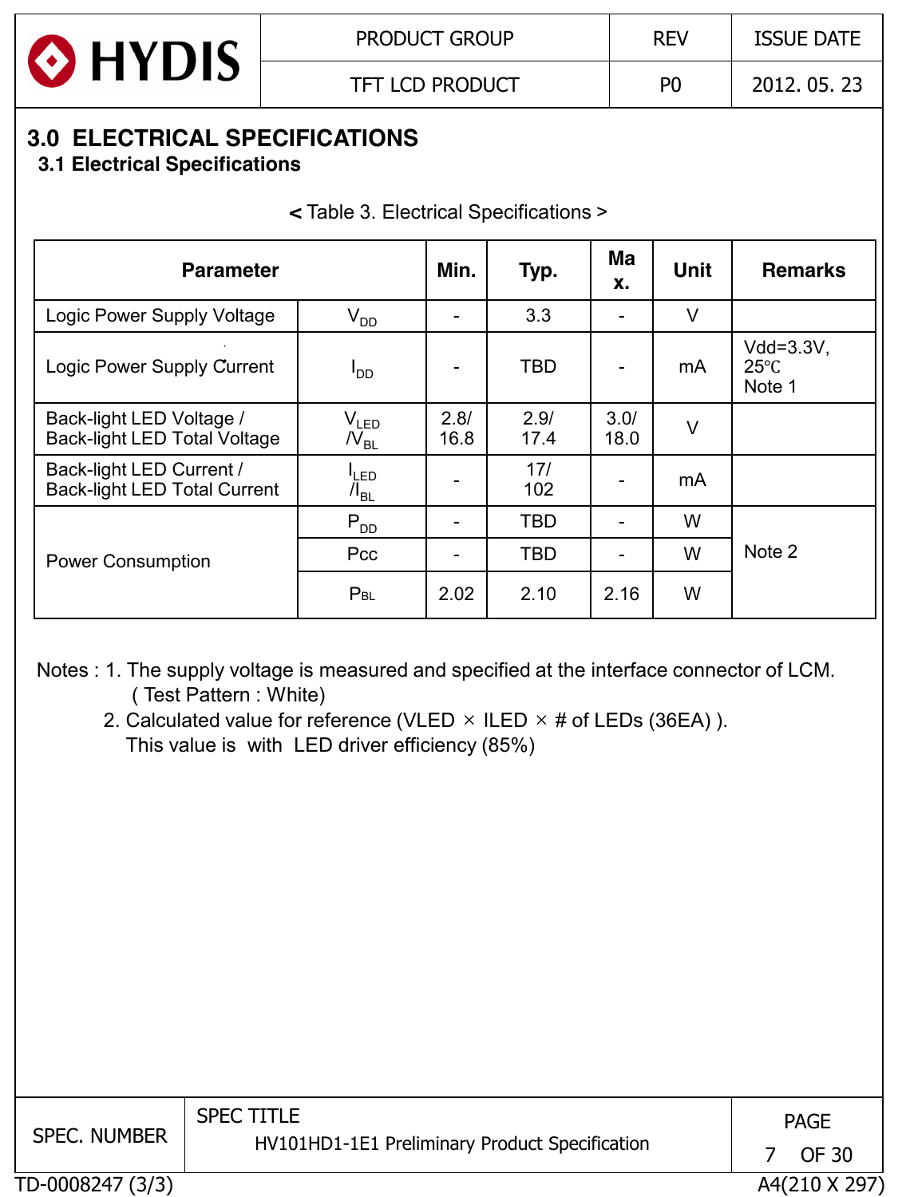# 3.0 ELECTRICAL SPECIFICATIONS

## 3.1 Electrical Specifications

< Table 3. Electrical Specifications >

| Parameter | | Min. | Typ. | Max. | Unit | Remarks |
|---|---|---|---|---|---|---|
| Logic Power Supply Voltage | $V_{DD}$ | - | 3.3 | - | V | |
| Logic Power Supply Current | $I_{DD}$ | - | TBD | - | mA | Vdd=3.3V, 25℃ Note 1 |
| Back-light LED Voltage / Back-light LED Total Voltage | $V_{LED}$ / $V_{BL}$ | 2.8/ 16.8 | 2.9/ 17.4 | 3.0/ 18.0 | V | |
| Back-light LED Current / Back-light LED Total Current | $I_{LED}$ / $I_{BL}$ | - | 17/ 102 | - | mA | |
| Power Consumption | $P_{DD}$ | - | TBD | - | W | Note 2 |
| | Pcc | - | TBD | - | W | |
| | $P_{BL}$ | 2.02 | 2.10 | 2.16 | W | |

Notes : 1. The supply voltage is measured and specified at the interface connector of LCM. ( Test Pattern : White)

2. Calculated value for reference (VLED × ILED × # of LEDs (36EA) ). This value is with LED driver efficiency (85%)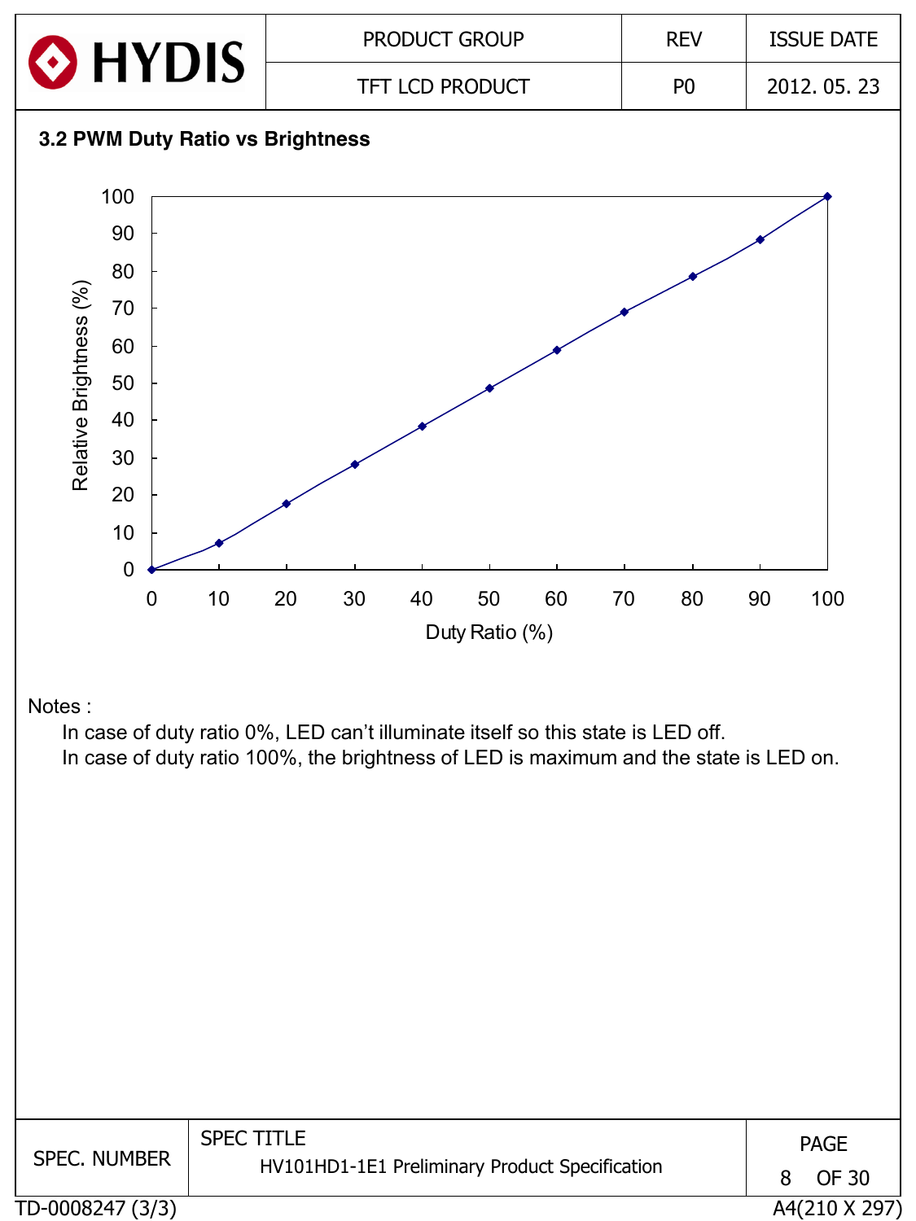### 3.2 PWM Duty Ratio vs Brightness

Notes :

In case of duty ratio 0%, LED can't illuminate itself so this state is LED off.

In case of duty ratio 100%, the brightness of LED is maximum and the state is LED on.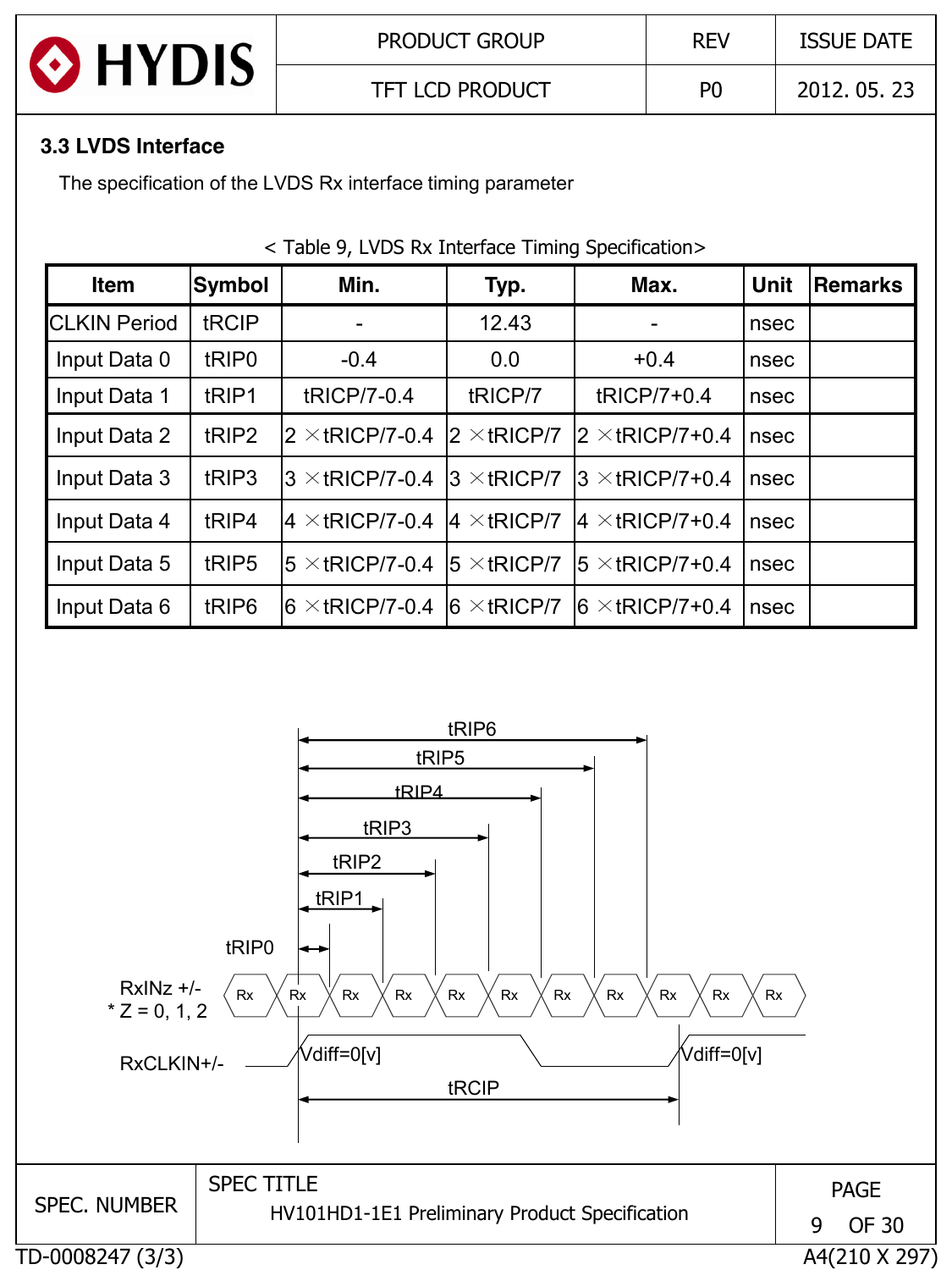### 3.3 LVDS Interface

The specification of the LVDS Rx interface timing parameter

< Table 9, LVDS Rx Interface Timing Specification>

| Item | Symbol | Min. | Typ. | Max. | Unit | Remarks |
|---|---|---|---|---|---|---|
| CLKIN Period | tRCIP | - | 12.43 | - | nsec | |
| Input Data 0 | tRIP0 | -0.4 | 0.0 | +0.4 | nsec | |
| Input Data 1 | tRIP1 | tRICP/7-0.4 | tRICP/7 | tRICP/7+0.4 | nsec | |
| Input Data 2 | tRIP2 | 2 ×tRICP/7-0.4 | 2 ×tRICP/7 | 2 ×tRICP/7+0.4 | nsec | |
| Input Data 3 | tRIP3 | 3 ×tRICP/7-0.4 | 3 ×tRICP/7 | 3 ×tRICP/7+0.4 | nsec | |
| Input Data 4 | tRIP4 | 4 ×tRICP/7-0.4 | 4 ×tRICP/7 | 4 ×tRICP/7+0.4 | nsec | |
| Input Data 5 | tRIP5 | 5 ×tRICP/7-0.4 | 5 ×tRICP/7 | 5 ×tRICP/7+0.4 | nsec | |
| Input Data 6 | tRIP6 | 6 ×tRICP/7-0.4 | 6 ×tRICP/7 | 6 ×tRICP/7+0.4 | nsec | |

tRIP6

tRIP5

tRIP4

tRIP3

tRIP2

tRIP1

tRIP0

RxINz +/-
* Z = 0, 1, 2

Rx Rx Rx Rx Rx Rx Rx Rx Rx Rx Rx

RxCLKIN+/-

Vdiff=0[v]

Vdiff=0[v]

tRCIP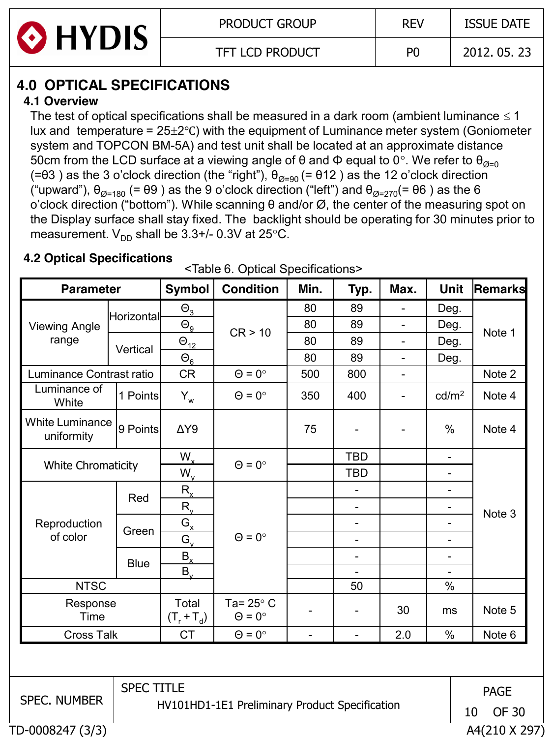# 4.0 OPTICAL SPECIFICATIONS

## 4.1 Overview

The test of optical specifications shall be measured in a dark room (ambient luminance ≤ 1 lux and temperature = 25±2℃) with the equipment of Luminance meter system (Goniometer system and TOPCON BM-5A) and test unit shall be located at an approximate distance 50cm from the LCD surface at a viewing angle of θ and Φ equal to 0°. We refer to $\theta_{Ø=0}$ (=θ3 ) as the 3 o'clock direction (the "right"), $\theta_{Ø=90}$ (= θ12 ) as the 12 o'clock direction ("upward"), $\theta_{Ø=180}$ (= θ9 ) as the 9 o'clock direction ("left") and $\theta_{Ø=270}$(= θ6 ) as the 6 o'clock direction ("bottom"). While scanning θ and/or Ø, the center of the measuring spot on the Display surface shall stay fixed. The backlight should be operating for 30 minutes prior to measurement. $V_{DD}$ shall be 3.3+/- 0.3V at 25°C.

## 4.2 Optical Specifications

<Table 6. Optical Specifications>

| Parameter | | Symbol | Condition | Min. | Typ. | Max. | Unit | Remarks |
|---|---|---|---|---|---|---|---|---|
| Viewing Angle range | Horizontal | $\Theta_3$ | CR > 10 | 80 | 89 | - | Deg. | Note 1 |
| | | $\Theta_9$ | | 80 | 89 | - | Deg. | |
| | Vertical | $\Theta_{12}$ | | 80 | 89 | - | Deg. | |
| | | $\Theta_6$ | | 80 | 89 | - | Deg. | |
| Luminance Contrast ratio | | CR | Θ = 0° | 500 | 800 | - | | Note 2 |
| Luminance of White | 1 Points | $Y_w$ | Θ = 0° | 350 | 400 | - | cd/m² | Note 4 |
| White Luminance uniformity | 9 Points | ΔY9 | | 75 | - | - | % | Note 4 |
| White Chromaticity | | $W_x$ | Θ = 0° | | TBD | | - | Note 3 |
| | | $W_y$ | | | TBD | | - | |
| Reproduction of color | Red | $R_x$ | Θ = 0° | | - | | - | |
| | | $R_y$ | | | - | | - | |
| | Green | $G_x$ | | | - | | - | |
| | | $G_y$ | | | - | | - | |
| | Blue | $B_x$ | | | - | | - | |
| | | $B_y$ | | | - | | - | |
| NTSC | | | | | 50 | | % | |
| Response Time | | Total ($T_r + T_d$) | Ta= 25° C Θ = 0° | - | - | 30 | ms | Note 5 |
| Cross Talk | | CT | Θ = 0° | - | - | 2.0 | % | Note 6 |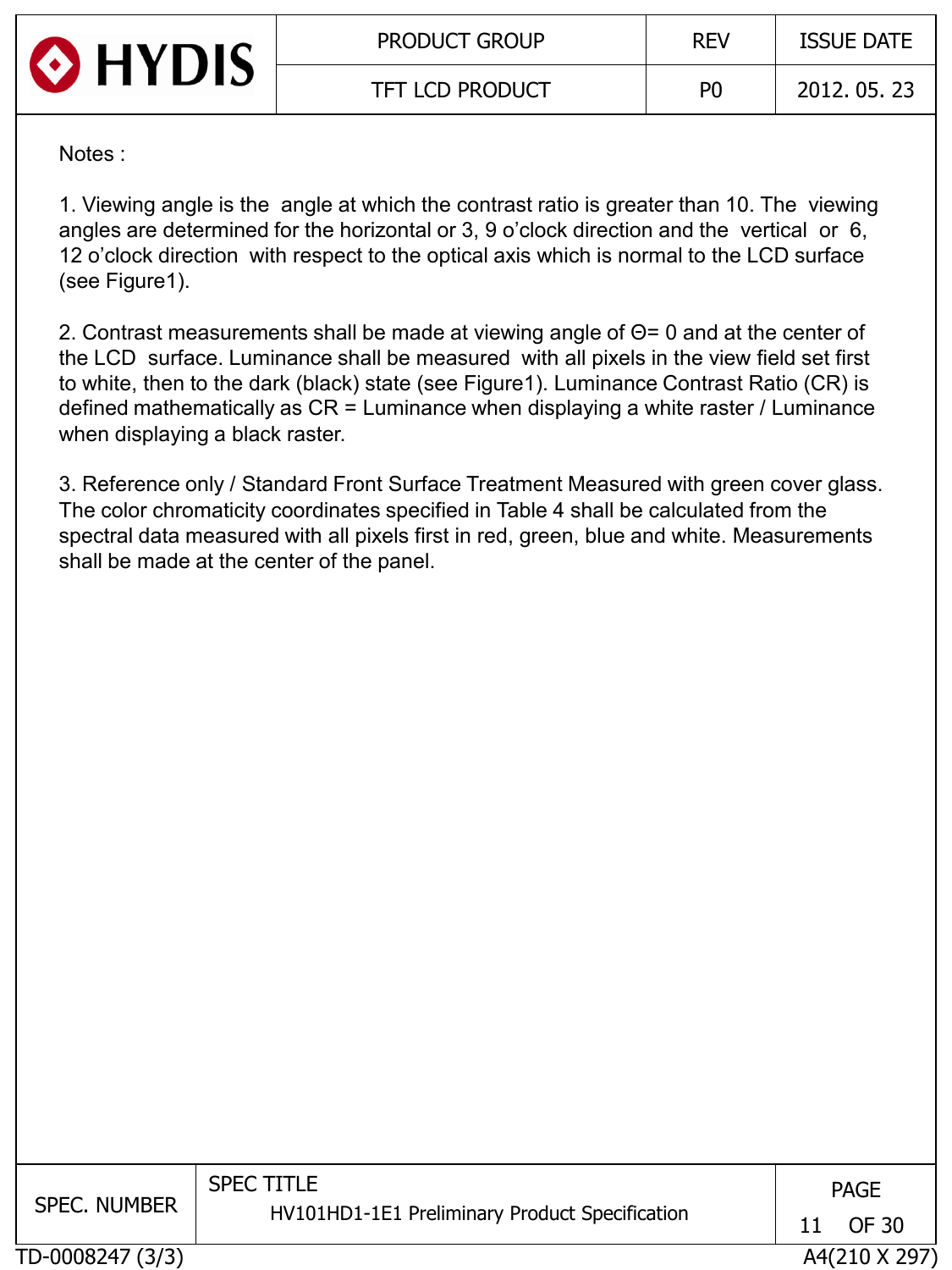Notes :

1. Viewing angle is the angle at which the contrast ratio is greater than 10. The viewing angles are determined for the horizontal or 3, 9 o'clock direction and the vertical or 6, 12 o'clock direction with respect to the optical axis which is normal to the LCD surface (see Figure1).

2. Contrast measurements shall be made at viewing angle of Θ= 0 and at the center of the LCD surface. Luminance shall be measured with all pixels in the view field set first to white, then to the dark (black) state (see Figure1). Luminance Contrast Ratio (CR) is defined mathematically as CR = Luminance when displaying a white raster / Luminance when displaying a black raster.

3. Reference only / Standard Front Surface Treatment Measured with green cover glass. The color chromaticity coordinates specified in Table 4 shall be calculated from the spectral data measured with all pixels first in red, green, blue and white. Measurements shall be made at the center of the panel.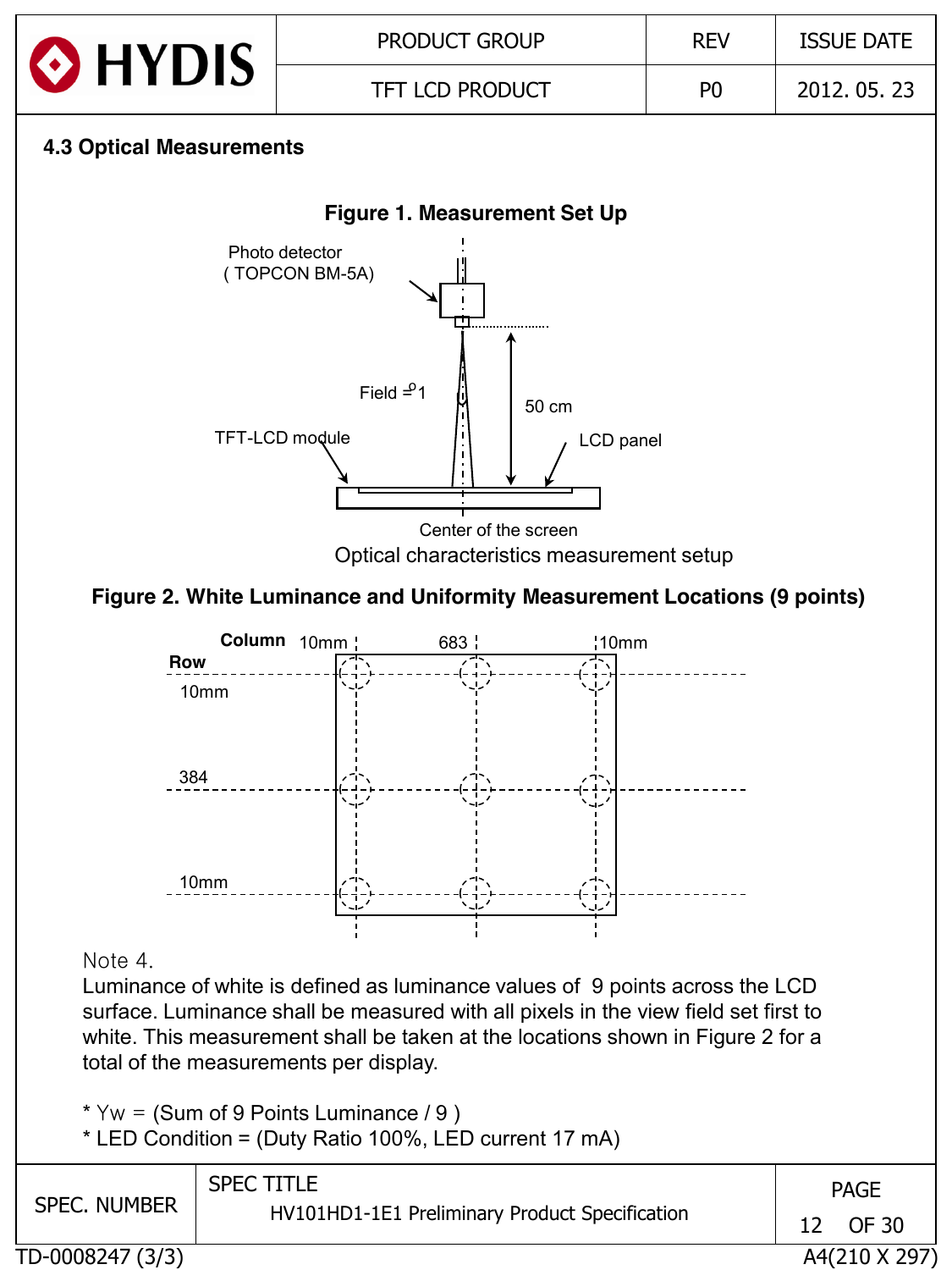### 4.3 Optical Measurements

**Figure 1. Measurement Set Up**

Photo detector
( TOPCON BM-5A)

Field = 1°

50 cm

TFT-LCD module

LCD panel

Center of the screen

Optical characteristics measurement setup

**Figure 2. White Luminance and Uniformity Measurement Locations (9 points)**

**Column** 10mm 683 10mm

**Row** 10mm 384 10mm

Note 4.
Luminance of white is defined as luminance values of 9 points across the LCD surface. Luminance shall be measured with all pixels in the view field set first to white. This measurement shall be taken at the locations shown in Figure 2 for a total of the measurements per display.

* Yw = (Sum of 9 Points Luminance / 9 )
* LED Condition = (Duty Ratio 100%, LED current 17 mA)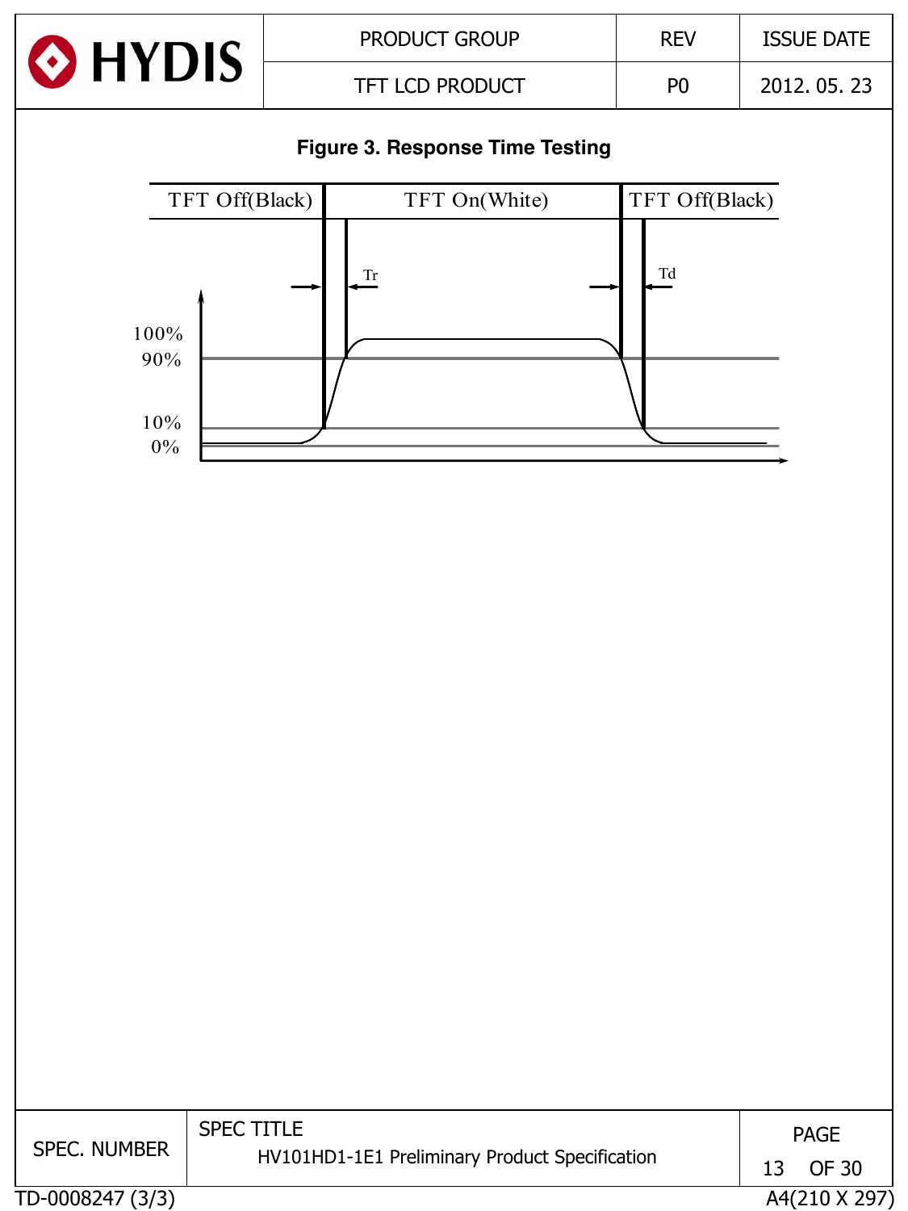**Figure 3. Response Time Testing**

| TFT Off(Black) | TFT On(White) | TFT Off(Black) |
|---|---|---|

Tr

Td

100%

90%

10%

0%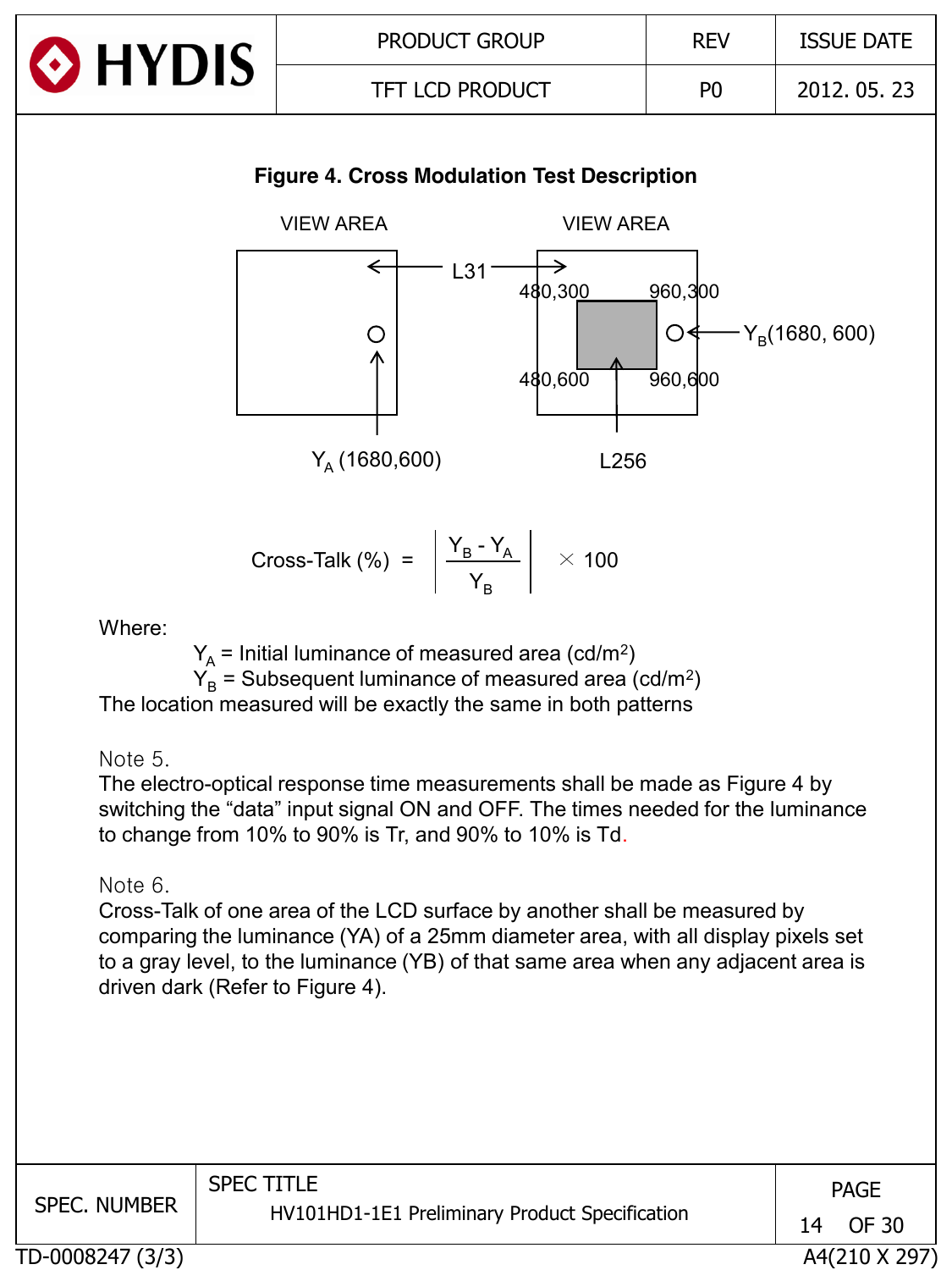**Figure 4. Cross Modulation Test Description**

VIEW AREA

VIEW AREA

L31

480,300 960,300

480,600 960,600

$Y_A$ (1680,600)

L256

$Y_B$(1680, 600)

$$\text{Cross-Talk (\%)} = \left| \frac{Y_B - Y_A}{Y_B} \right| \times 100$$

Where:

$Y_A$ = Initial luminance of measured area (cd/m²)

$Y_B$ = Subsequent luminance of measured area (cd/m²)

The location measured will be exactly the same in both patterns

Note 5.

The electro-optical response time measurements shall be made as Figure 4 by switching the "data" input signal ON and OFF. The times needed for the luminance to change from 10% to 90% is Tr, and 90% to 10% is Td.

Note 6.

Cross-Talk of one area of the LCD surface by another shall be measured by comparing the luminance (YA) of a 25mm diameter area, with all display pixels set to a gray level, to the luminance (YB) of that same area when any adjacent area is driven dark (Refer to Figure 4).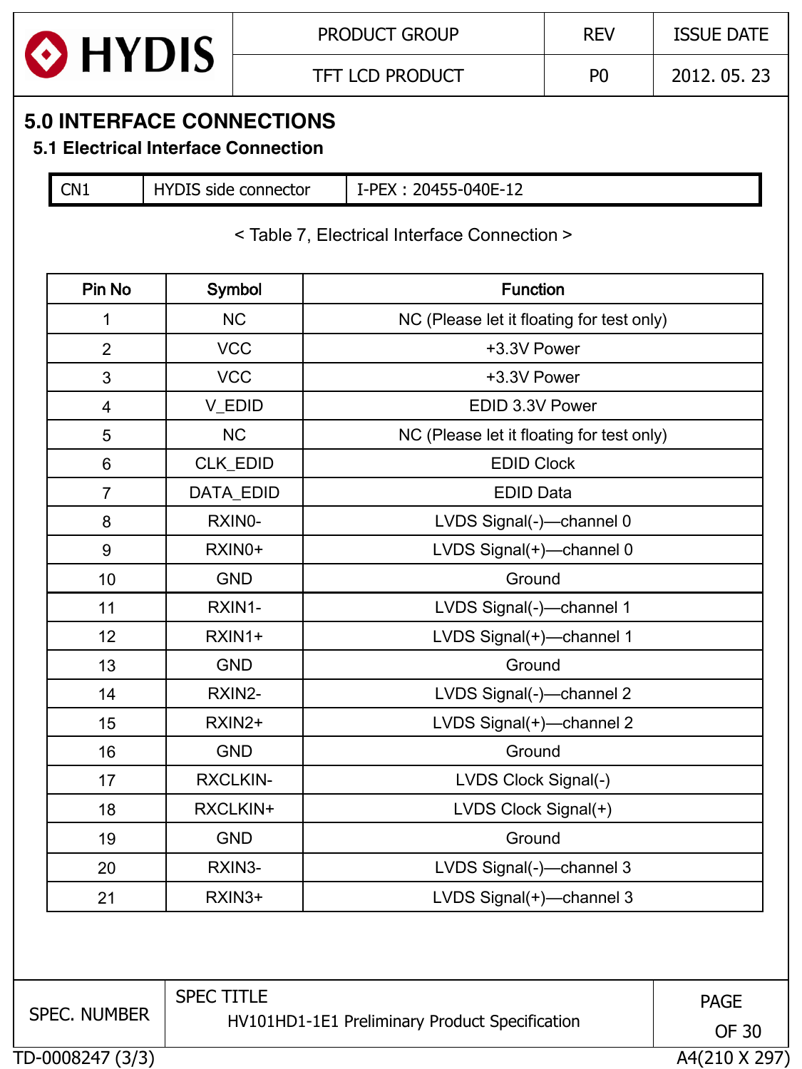## 5.0 INTERFACE CONNECTIONS

### 5.1 Electrical Interface Connection

| CN1 | HYDIS side connector | I-PEX : 20455-040E-12 |
|---|---|---|

< Table 7, Electrical Interface Connection >

| Pin No | Symbol | Function |
|---|---|---|
| 1 | NC | NC (Please let it floating for test only) |
| 2 | VCC | +3.3V Power |
| 3 | VCC | +3.3V Power |
| 4 | V_EDID | EDID 3.3V Power |
| 5 | NC | NC (Please let it floating for test only) |
| 6 | CLK_EDID | EDID Clock |
| 7 | DATA_EDID | EDID Data |
| 8 | RXIN0- | LVDS Signal(-)—channel 0 |
| 9 | RXIN0+ | LVDS Signal(+)—channel 0 |
| 10 | GND | Ground |
| 11 | RXIN1- | LVDS Signal(-)—channel 1 |
| 12 | RXIN1+ | LVDS Signal(+)—channel 1 |
| 13 | GND | Ground |
| 14 | RXIN2- | LVDS Signal(-)—channel 2 |
| 15 | RXIN2+ | LVDS Signal(+)—channel 2 |
| 16 | GND | Ground |
| 17 | RXCLKIN- | LVDS Clock Signal(-) |
| 18 | RXCLKIN+ | LVDS Clock Signal(+) |
| 19 | GND | Ground |
| 20 | RXIN3- | LVDS Signal(-)—channel 3 |
| 21 | RXIN3+ | LVDS Signal(+)—channel 3 |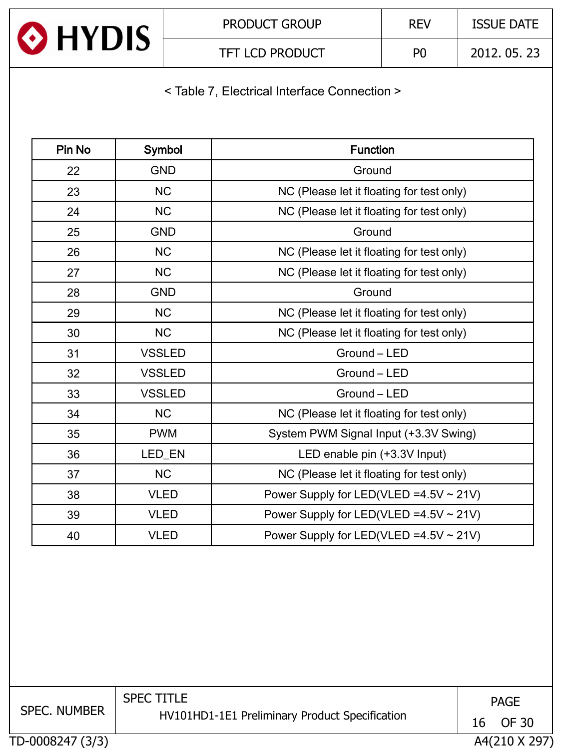< Table 7, Electrical Interface Connection >

| Pin No | Symbol | Function |
|---|---|---|
| 22 | GND | Ground |
| 23 | NC | NC (Please let it floating for test only) |
| 24 | NC | NC (Please let it floating for test only) |
| 25 | GND | Ground |
| 26 | NC | NC (Please let it floating for test only) |
| 27 | NC | NC (Please let it floating for test only) |
| 28 | GND | Ground |
| 29 | NC | NC (Please let it floating for test only) |
| 30 | NC | NC (Please let it floating for test only) |
| 31 | VSSLED | Ground – LED |
| 32 | VSSLED | Ground – LED |
| 33 | VSSLED | Ground – LED |
| 34 | NC | NC (Please let it floating for test only) |
| 35 | PWM | System PWM Signal Input (+3.3V Swing) |
| 36 | LED_EN | LED enable pin (+3.3V Input) |
| 37 | NC | NC (Please let it floating for test only) |
| 38 | VLED | Power Supply for LED(VLED =4.5V ~ 21V) |
| 39 | VLED | Power Supply for LED(VLED =4.5V ~ 21V) |
| 40 | VLED | Power Supply for LED(VLED =4.5V ~ 21V) |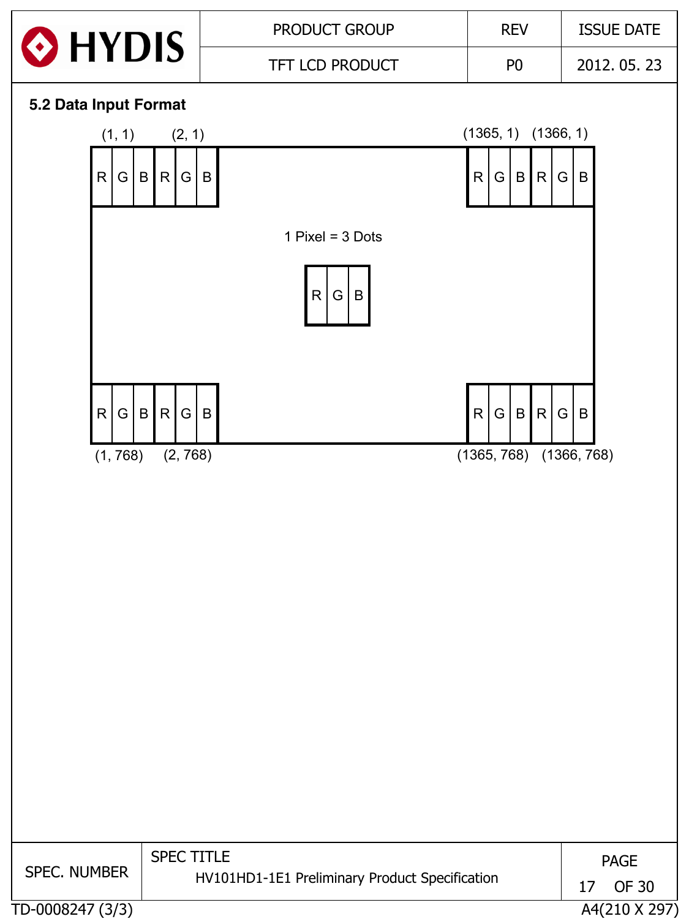## 5.2 Data Input Format

(1, 1) (2, 1) (1365, 1) (1366, 1)

| R | G | B | R | G | B | | R | G | B | R | G | B |
|---|---|---|---|---|---|---|---|---|---|---|---|---|

1 Pixel = 3 Dots

| R | G | B |
|---|---|---|

| R | G | B | R | G | B | | R | G | B | R | G | B |
|---|---|---|---|---|---|---|---|---|---|---|---|---|

(1, 768) (2, 768) (1365, 768) (1366, 768)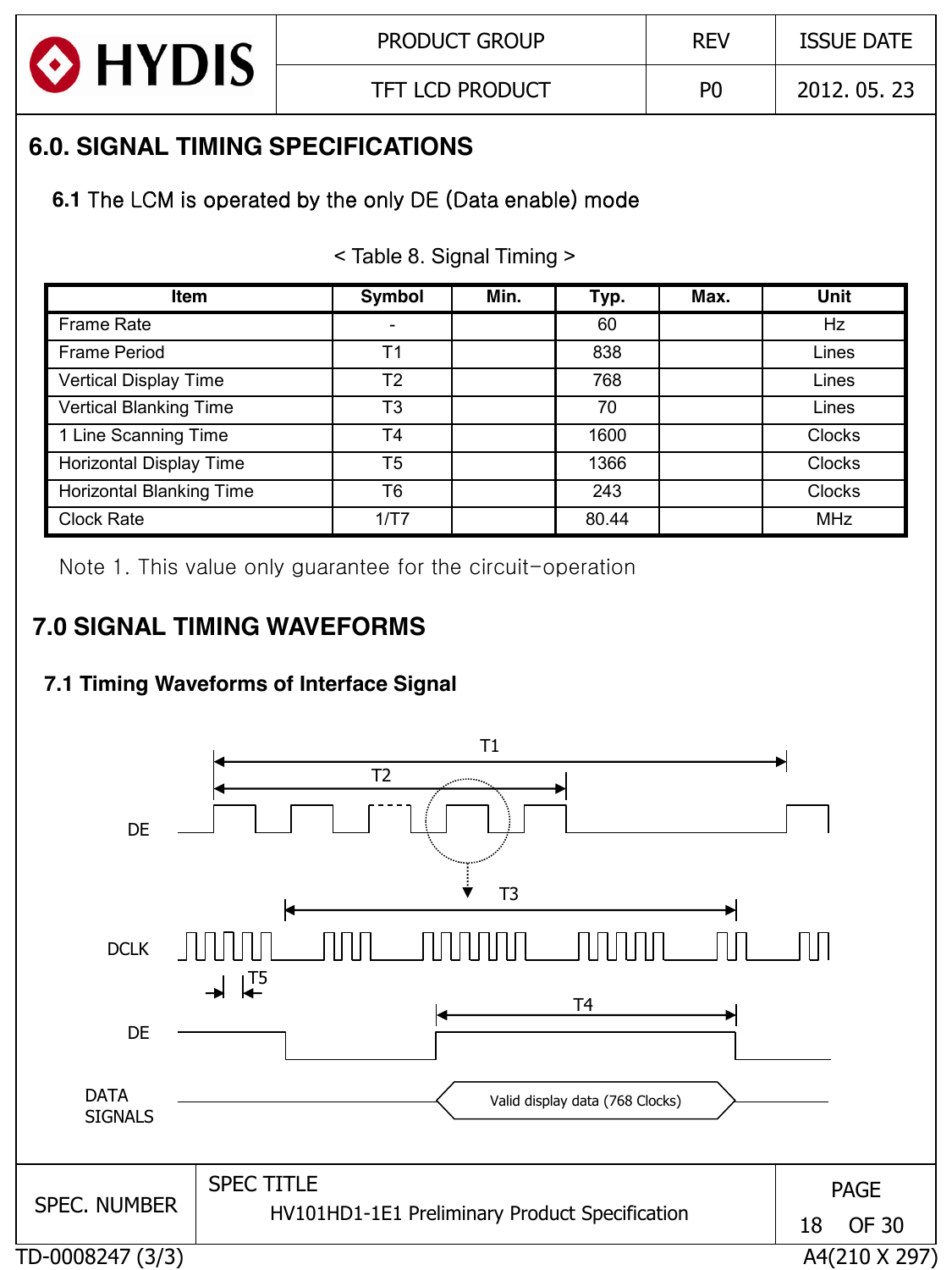## 6.0. SIGNAL TIMING SPECIFICATIONS

**6.1** The LCM is operated by the only DE (Data enable) mode

< Table 8. Signal Timing >

| Item | Symbol | Min. | Typ. | Max. | Unit |
|---|---|---|---|---|---|
| Frame Rate | - | | 60 | | Hz |
| Frame Period | T1 | | 838 | | Lines |
| Vertical Display Time | T2 | | 768 | | Lines |
| Vertical Blanking Time | T3 | | 70 | | Lines |
| 1 Line Scanning Time | T4 | | 1600 | | Clocks |
| Horizontal Display Time | T5 | | 1366 | | Clocks |
| Horizontal Blanking Time | T6 | | 243 | | Clocks |
| Clock Rate | 1/T7 | | 80.44 | | MHz |

Note 1. This value only guarantee for the circuit-operation

## 7.0 SIGNAL TIMING WAVEFORMS

### 7.1 Timing Waveforms of Interface Signal

T1

T2

DE

T3

DCLK

T5

T4

DE

DATA SIGNALS

Valid display data (768 Clocks)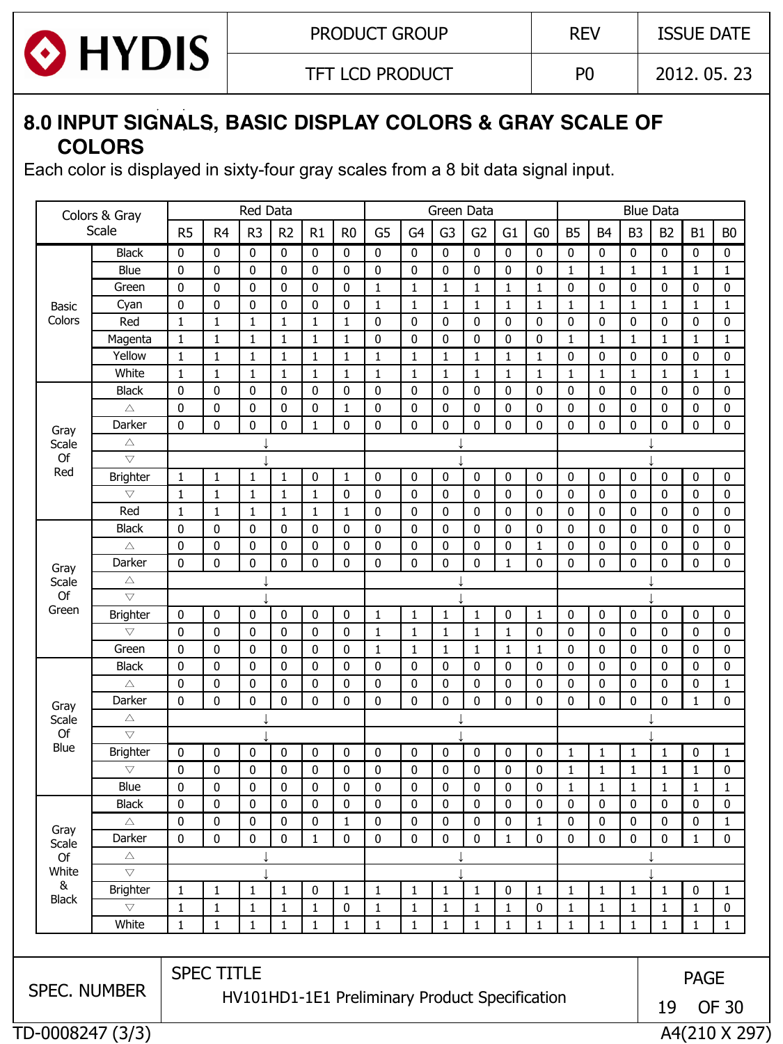## 8.0 INPUT SIGNALS, BASIC DISPLAY COLORS & GRAY SCALE OF COLORS

Each color is displayed in sixty-four gray scales from a 8 bit data signal input.

| Colors & Gray Scale | | Red Data | | | | | | Green Data | | | | | | Blue Data | | | | | |
|---|---|---|---|---|---|---|---|---|---|---|---|---|---|---|---|---|---|---|---|
| | | R5 | R4 | R3 | R2 | R1 | R0 | G5 | G4 | G3 | G2 | G1 | G0 | B5 | B4 | B3 | B2 | B1 | B0 |
| Basic Colors | Black | 0 | 0 | 0 | 0 | 0 | 0 | 0 | 0 | 0 | 0 | 0 | 0 | 0 | 0 | 0 | 0 | 0 | 0 |
| | Blue | 0 | 0 | 0 | 0 | 0 | 0 | 0 | 0 | 0 | 0 | 0 | 0 | 1 | 1 | 1 | 1 | 1 | 1 |
| | Green | 0 | 0 | 0 | 0 | 0 | 0 | 1 | 1 | 1 | 1 | 1 | 1 | 0 | 0 | 0 | 0 | 0 | 0 |
| | Cyan | 0 | 0 | 0 | 0 | 0 | 0 | 1 | 1 | 1 | 1 | 1 | 1 | 1 | 1 | 1 | 1 | 1 | 1 |
| | Red | 1 | 1 | 1 | 1 | 1 | 1 | 0 | 0 | 0 | 0 | 0 | 0 | 0 | 0 | 0 | 0 | 0 | 0 |
| | Magenta | 1 | 1 | 1 | 1 | 1 | 1 | 0 | 0 | 0 | 0 | 0 | 0 | 1 | 1 | 1 | 1 | 1 | 1 |
| | Yellow | 1 | 1 | 1 | 1 | 1 | 1 | 1 | 1 | 1 | 1 | 1 | 1 | 0 | 0 | 0 | 0 | 0 | 0 |
| | White | 1 | 1 | 1 | 1 | 1 | 1 | 1 | 1 | 1 | 1 | 1 | 1 | 1 | 1 | 1 | 1 | 1 | 1 |
| Gray Scale Of Red | Black | 0 | 0 | 0 | 0 | 0 | 0 | 0 | 0 | 0 | 0 | 0 | 0 | 0 | 0 | 0 | 0 | 0 | 0 |
| | △ | 0 | 0 | 0 | 0 | 0 | 1 | 0 | 0 | 0 | 0 | 0 | 0 | 0 | 0 | 0 | 0 | 0 | 0 |
| | Darker | 0 | 0 | 0 | 0 | 1 | 0 | 0 | 0 | 0 | 0 | 0 | 0 | 0 | 0 | 0 | 0 | 0 | 0 |
| | △ | ↓ | | | | | | ↓ | | | | | | ↓ | | | | | |
| | ▽ | ↓ | | | | | | ↓ | | | | | | ↓ | | | | | |
| | Brighter | 1 | 1 | 1 | 1 | 0 | 1 | 0 | 0 | 0 | 0 | 0 | 0 | 0 | 0 | 0 | 0 | 0 | 0 |
| | ▽ | 1 | 1 | 1 | 1 | 1 | 0 | 0 | 0 | 0 | 0 | 0 | 0 | 0 | 0 | 0 | 0 | 0 | 0 |
| | Red | 1 | 1 | 1 | 1 | 1 | 1 | 0 | 0 | 0 | 0 | 0 | 0 | 0 | 0 | 0 | 0 | 0 | 0 |
| Gray Scale Of Green | Black | 0 | 0 | 0 | 0 | 0 | 0 | 0 | 0 | 0 | 0 | 0 | 0 | 0 | 0 | 0 | 0 | 0 | 0 |
| | △ | 0 | 0 | 0 | 0 | 0 | 0 | 0 | 0 | 0 | 0 | 0 | 1 | 0 | 0 | 0 | 0 | 0 | 0 |
| | Darker | 0 | 0 | 0 | 0 | 0 | 0 | 0 | 0 | 0 | 0 | 1 | 0 | 0 | 0 | 0 | 0 | 0 | 0 |
| | △ | ↓ | | | | | | ↓ | | | | | | ↓ | | | | | |
| | ▽ | ↓ | | | | | | ↓ | | | | | | ↓ | | | | | |
| | Brighter | 0 | 0 | 0 | 0 | 0 | 0 | 1 | 1 | 1 | 1 | 0 | 1 | 0 | 0 | 0 | 0 | 0 | 0 |
| | ▽ | 0 | 0 | 0 | 0 | 0 | 0 | 1 | 1 | 1 | 1 | 1 | 0 | 0 | 0 | 0 | 0 | 0 | 0 |
| | Green | 0 | 0 | 0 | 0 | 0 | 0 | 1 | 1 | 1 | 1 | 1 | 1 | 0 | 0 | 0 | 0 | 0 | 0 |
| Gray Scale Of Blue | Black | 0 | 0 | 0 | 0 | 0 | 0 | 0 | 0 | 0 | 0 | 0 | 0 | 0 | 0 | 0 | 0 | 0 | 0 |
| | △ | 0 | 0 | 0 | 0 | 0 | 0 | 0 | 0 | 0 | 0 | 0 | 0 | 0 | 0 | 0 | 0 | 0 | 1 |
| | Darker | 0 | 0 | 0 | 0 | 0 | 0 | 0 | 0 | 0 | 0 | 0 | 0 | 0 | 0 | 0 | 0 | 1 | 0 |
| | △ | ↓ | | | | | | ↓ | | | | | | ↓ | | | | | |
| | ▽ | ↓ | | | | | | ↓ | | | | | | ↓ | | | | | |
| | Brighter | 0 | 0 | 0 | 0 | 0 | 0 | 0 | 0 | 0 | 0 | 0 | 0 | 1 | 1 | 1 | 1 | 0 | 1 |
| | ▽ | 0 | 0 | 0 | 0 | 0 | 0 | 0 | 0 | 0 | 0 | 0 | 0 | 1 | 1 | 1 | 1 | 1 | 0 |
| | Blue | 0 | 0 | 0 | 0 | 0 | 0 | 0 | 0 | 0 | 0 | 0 | 0 | 1 | 1 | 1 | 1 | 1 | 1 |
| Gray Scale Of White & Black | Black | 0 | 0 | 0 | 0 | 0 | 0 | 0 | 0 | 0 | 0 | 0 | 0 | 0 | 0 | 0 | 0 | 0 | 0 |
| | △ | 0 | 0 | 0 | 0 | 0 | 1 | 0 | 0 | 0 | 0 | 0 | 1 | 0 | 0 | 0 | 0 | 0 | 1 |
| | Darker | 0 | 0 | 0 | 0 | 1 | 0 | 0 | 0 | 0 | 0 | 1 | 0 | 0 | 0 | 0 | 0 | 1 | 0 |
| | △ | ↓ | | | | | | ↓ | | | | | | ↓ | | | | | |
| | ▽ | ↓ | | | | | | ↓ | | | | | | ↓ | | | | | |
| | Brighter | 1 | 1 | 1 | 1 | 0 | 1 | 1 | 1 | 1 | 1 | 0 | 1 | 1 | 1 | 1 | 1 | 0 | 1 |
| | ▽ | 1 | 1 | 1 | 1 | 1 | 0 | 1 | 1 | 1 | 1 | 1 | 0 | 1 | 1 | 1 | 1 | 1 | 0 |
| | White | 1 | 1 | 1 | 1 | 1 | 1 | 1 | 1 | 1 | 1 | 1 | 1 | 1 | 1 | 1 | 1 | 1 | 1 |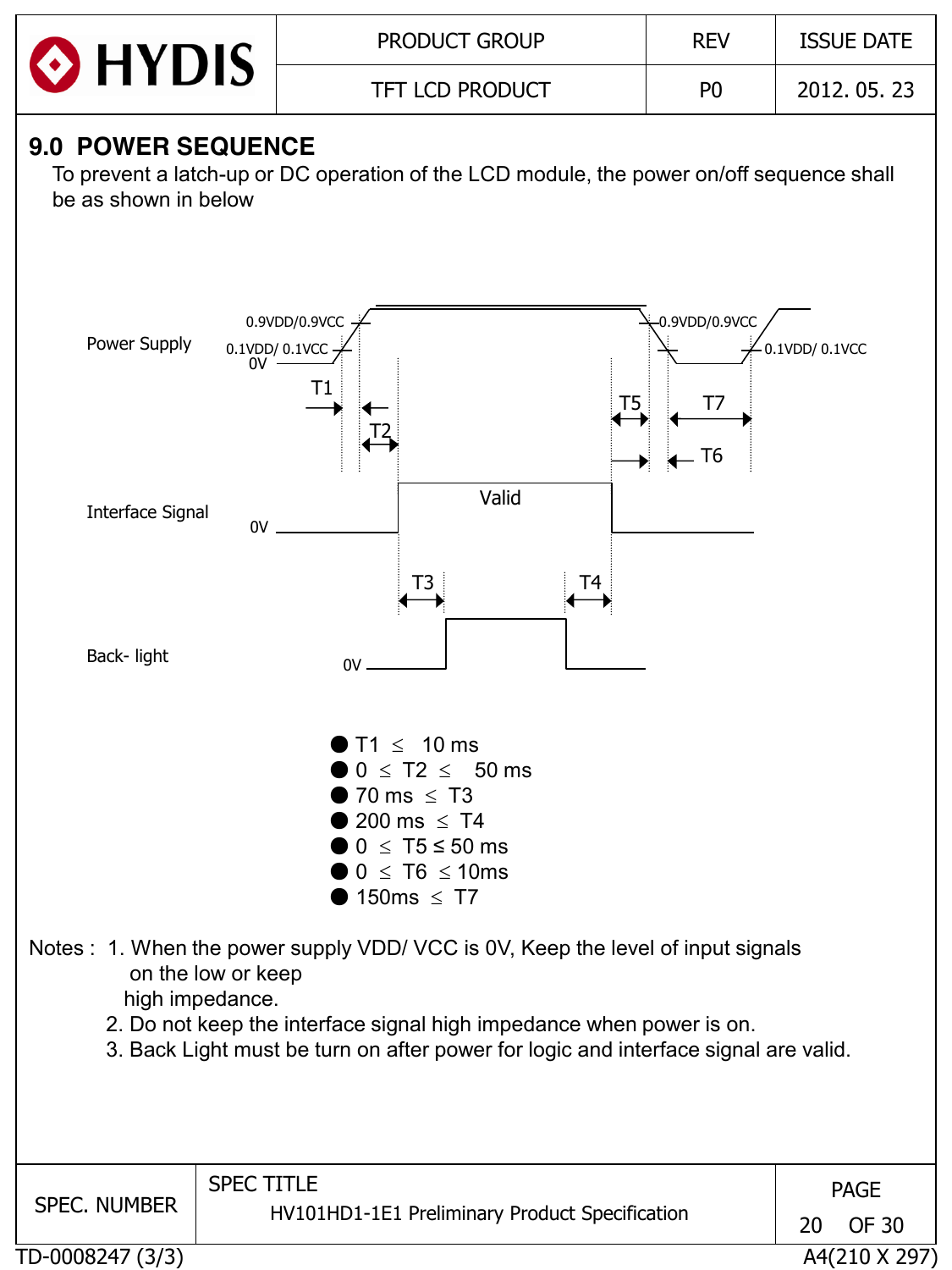## 9.0 POWER SEQUENCE

To prevent a latch-up or DC operation of the LCD module, the power on/off sequence shall be as shown in below

Power Supply — 0.9VDD/0.9VCC, 0.1VDD/ 0.1VCC, 0V — T1, T2, T5, T6, T7

Interface Signal — 0V — Valid

Back- light — 0V — T3, T4

- T1 ≤ 10 ms
- 0 ≤ T2 ≤ 50 ms
- 70 ms ≤ T3
- 200 ms ≤ T4
- 0 ≤ T5 ≤ 50 ms
- 0 ≤ T6 ≤ 10ms
- 150ms ≤ T7

Notes :
1. When the power supply VDD/ VCC is 0V, Keep the level of input signals on the low or keep high impedance.
2. Do not keep the interface signal high impedance when power is on.
3. Back Light must be turn on after power for logic and interface signal are valid.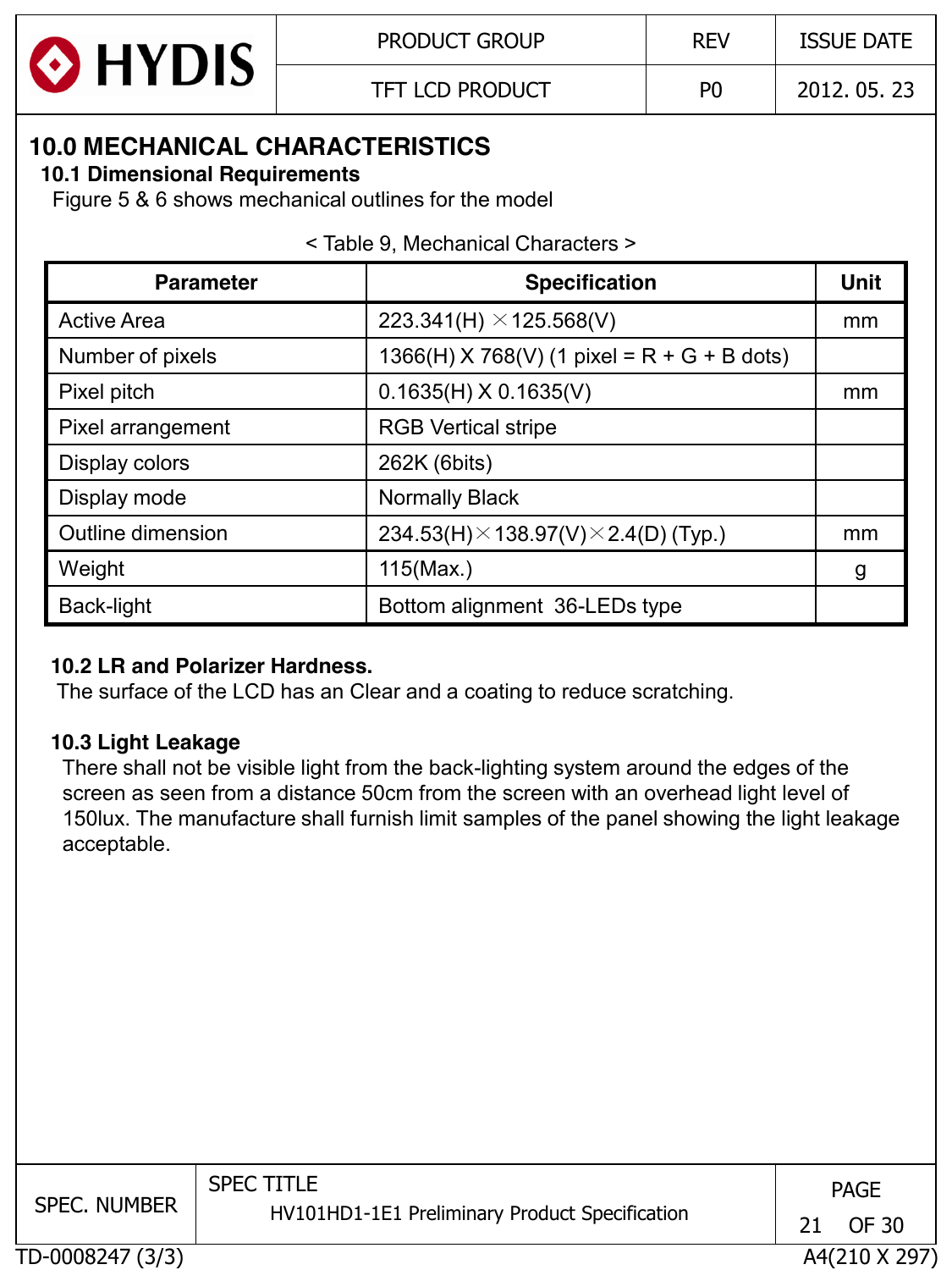# 10.0 MECHANICAL CHARACTERISTICS

## 10.1 Dimensional Requirements

Figure 5 & 6 shows mechanical outlines for the model

< Table 9, Mechanical Characters >

| Parameter | Specification | Unit |
|---|---|---|
| Active Area | 223.341(H) ×125.568(V) | mm |
| Number of pixels | 1366(H) X 768(V) (1 pixel = R + G + B dots) | |
| Pixel pitch | 0.1635(H) X 0.1635(V) | mm |
| Pixel arrangement | RGB Vertical stripe | |
| Display colors | 262K (6bits) | |
| Display mode | Normally Black | |
| Outline dimension | 234.53(H)×138.97(V)×2.4(D) (Typ.) | mm |
| Weight | 115(Max.) | g |
| Back-light | Bottom alignment 36-LEDs type | |

## 10.2 LR and Polarizer Hardness.

The surface of the LCD has an Clear and a coating to reduce scratching.

## 10.3 Light Leakage

There shall not be visible light from the back-lighting system around the edges of the screen as seen from a distance 50cm from the screen with an overhead light level of 150lux. The manufacture shall furnish limit samples of the panel showing the light leakage acceptable.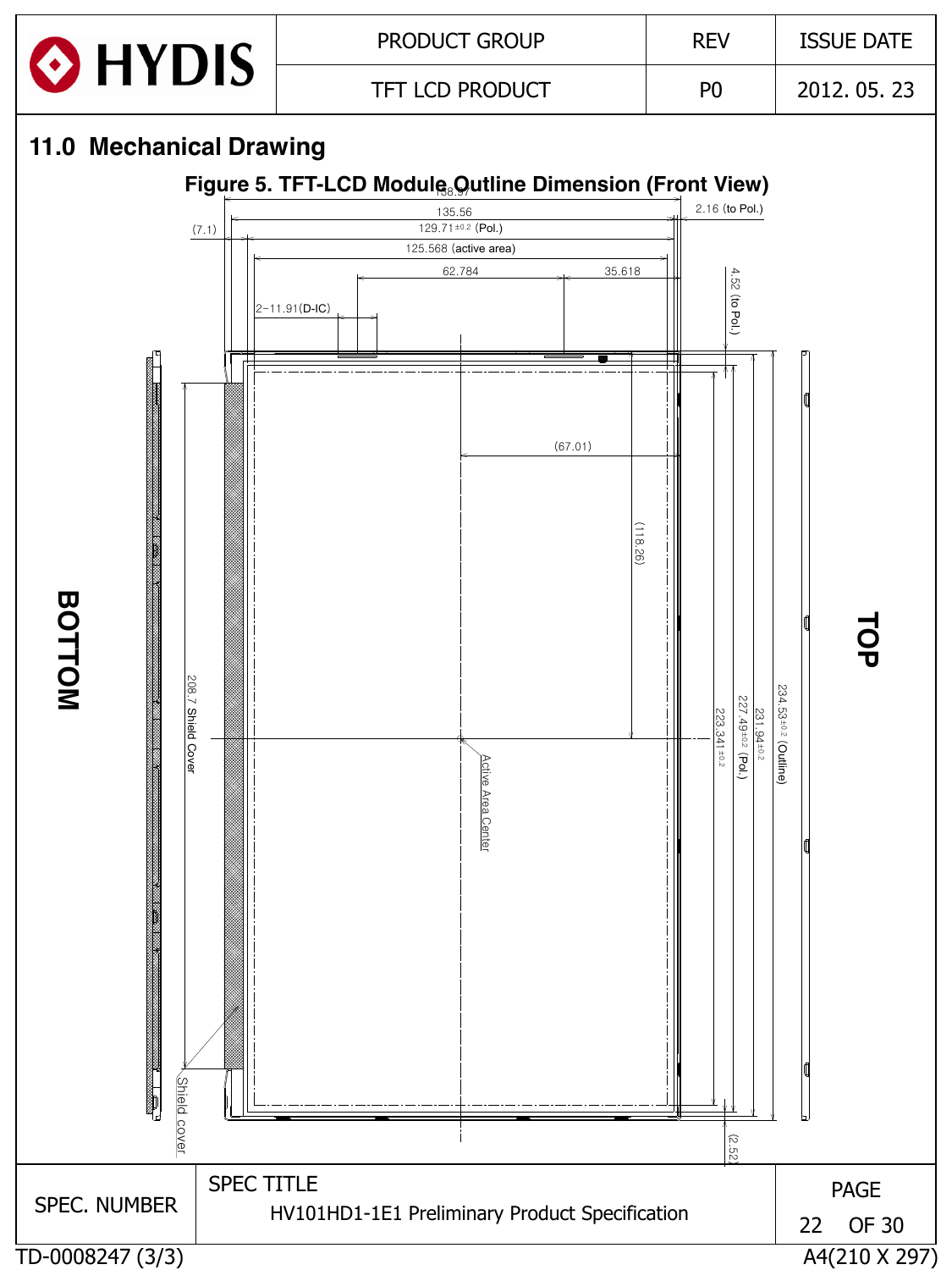## 11.0 Mechanical Drawing

**Figure 5. TFT-LCD Module Outline Dimension (Front View)**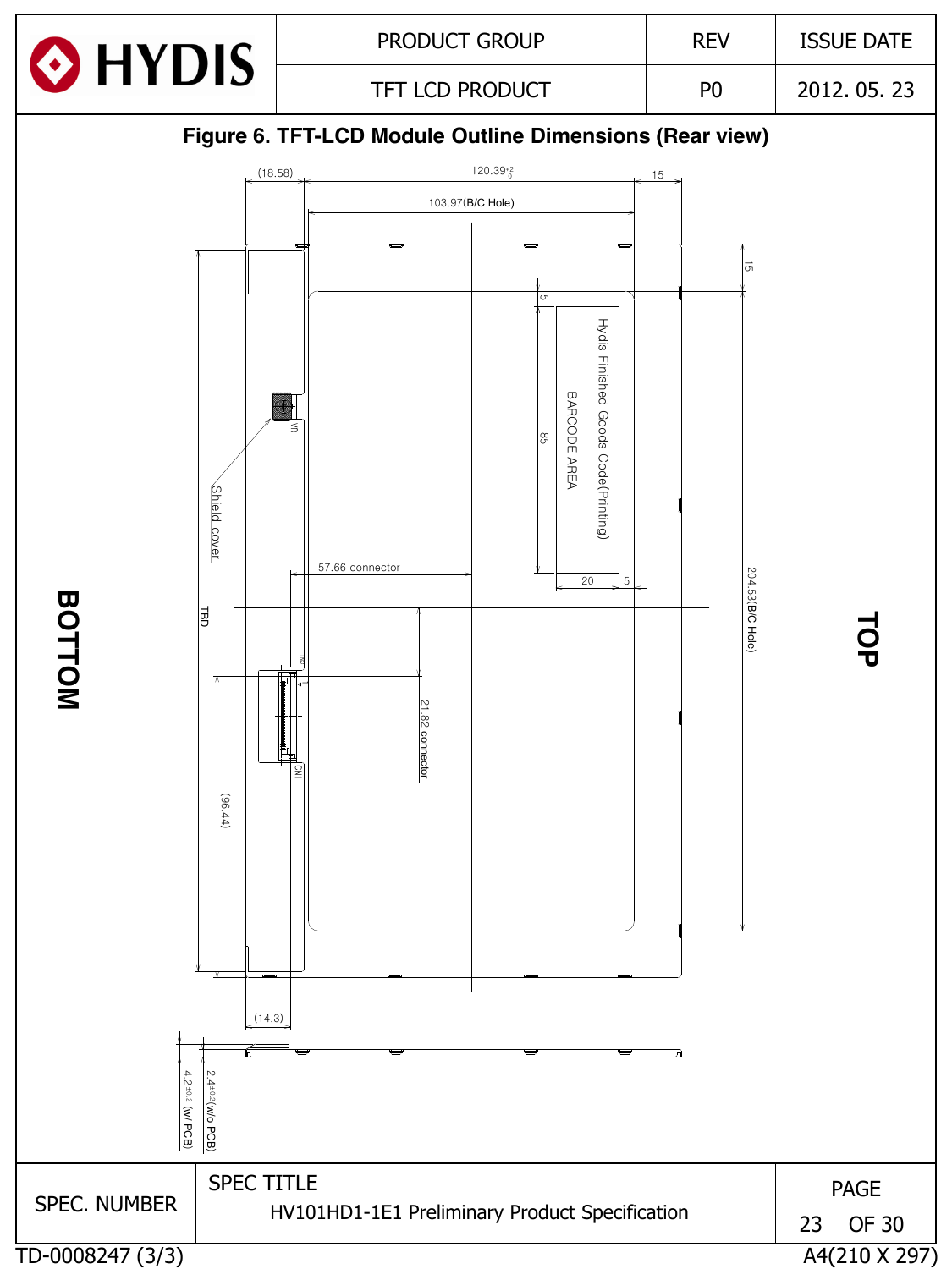**Figure 6. TFT-LCD Module Outline Dimensions (Rear view)**

BOTTOM

TOP

(18.58)

$120.39^{+2}_{0}$

15

103.97(B/C Hole)

15

5

85

Hydis Finished Goods Code(Printing)

BARCODE AREA

20

5

VR

Shield cover

57.66 connector

204.53(B/C Hole)

TBD

21.82 connector

CN1

(96.44)

(14.3)

$4.2^{\pm 0.2}$ (w/ PCB)

$2.4^{\pm 0.2}$(w/o PCB)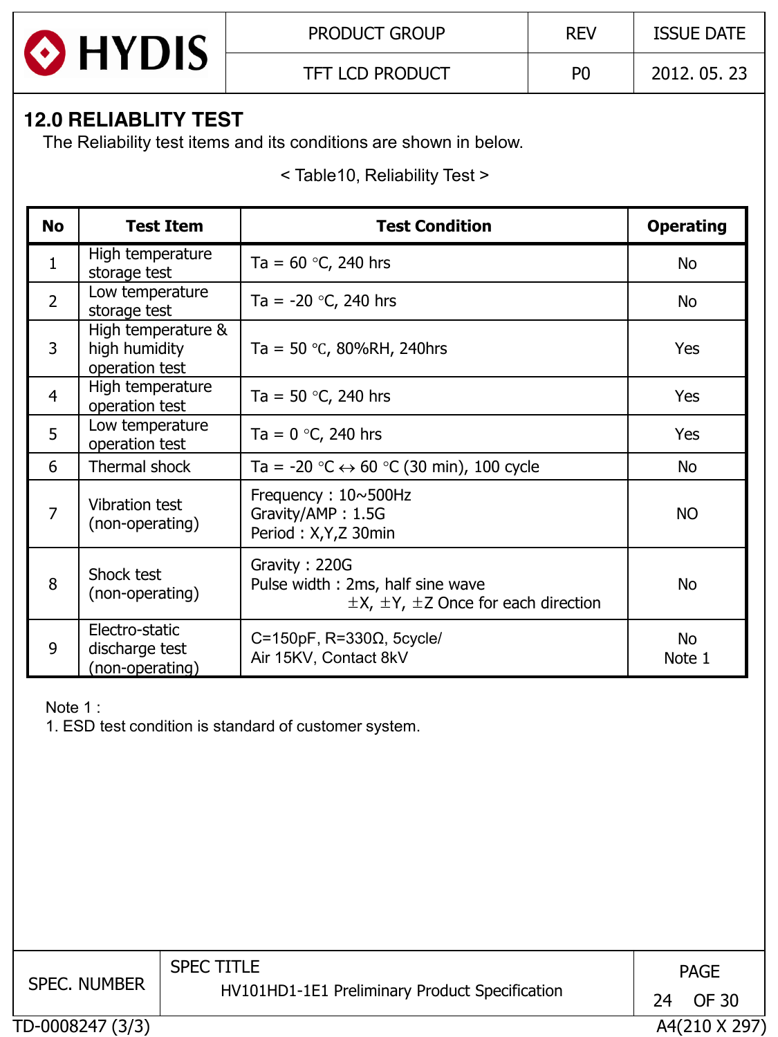## 12.0 RELIABLITY TEST

The Reliability test items and its conditions are shown in below.

< Table10, Reliability Test >

| No | Test Item | Test Condition | Operating |
|---|---|---|---|
| 1 | High temperature storage test | Ta = 60 °C, 240 hrs | No |
| 2 | Low temperature storage test | Ta = -20 °C, 240 hrs | No |
| 3 | High temperature & high humidity operation test | Ta = 50 °C, 80%RH, 240hrs | Yes |
| 4 | High temperature operation test | Ta = 50 °C, 240 hrs | Yes |
| 5 | Low temperature operation test | Ta = 0 °C, 240 hrs | Yes |
| 6 | Thermal shock | Ta = -20 °C ↔ 60 °C (30 min), 100 cycle | No |
| 7 | Vibration test (non-operating) | Frequency : 10~500Hz<br>Gravity/AMP : 1.5G<br>Period : X,Y,Z 30min | NO |
| 8 | Shock test (non-operating) | Gravity : 220G<br>Pulse width : 2ms, half sine wave<br>±X, ±Y, ±Z Once for each direction | No |
| 9 | Electro-static discharge test (non-operating) | C=150pF, R=330Ω, 5cycle/<br>Air 15KV, Contact 8kV | No<br>Note 1 |

Note 1 :

1. ESD test condition is standard of customer system.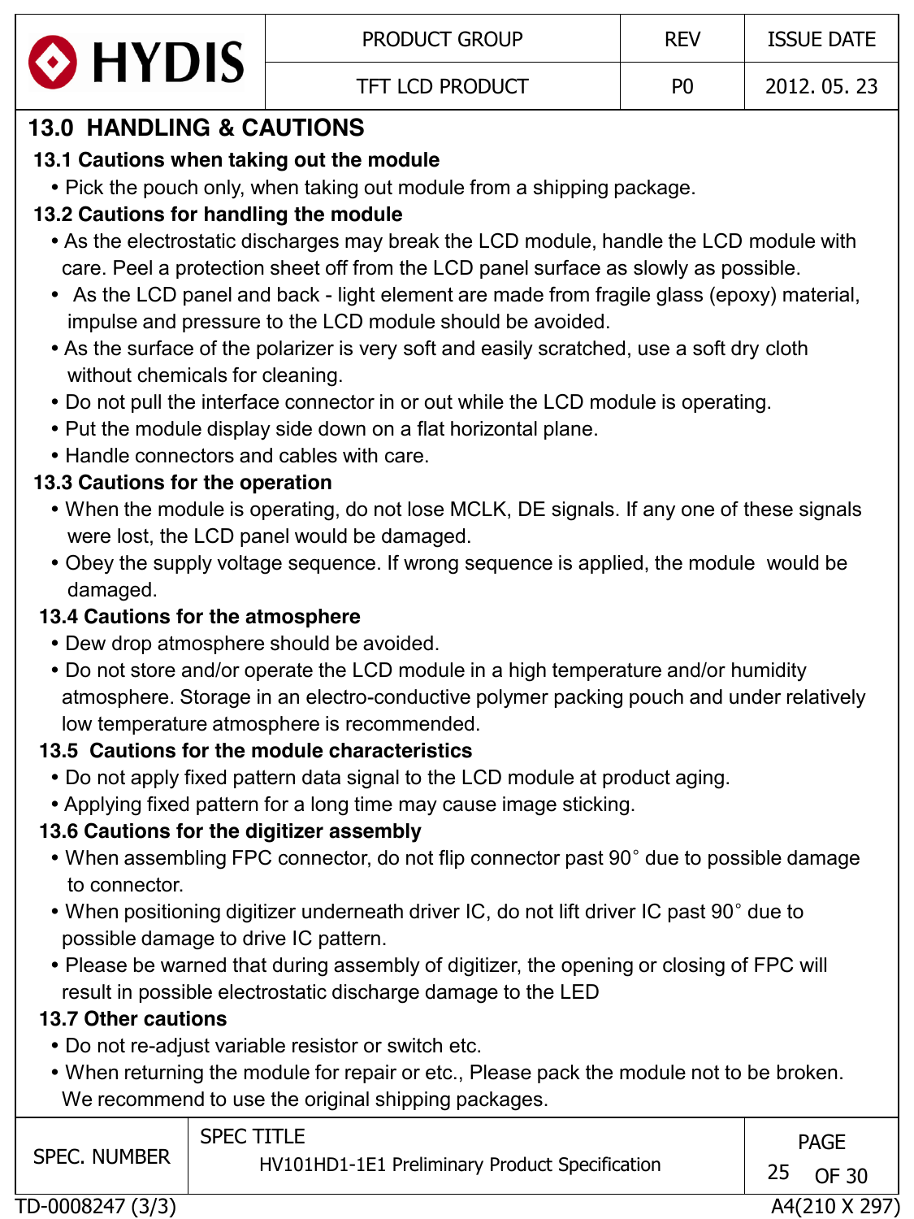## 13.0 HANDLING & CAUTIONS

### 13.1 Cautions when taking out the module

- Pick the pouch only, when taking out module from a shipping package.

### 13.2 Cautions for handling the module

- As the electrostatic discharges may break the LCD module, handle the LCD module with care. Peel a protection sheet off from the LCD panel surface as slowly as possible.
- As the LCD panel and back - light element are made from fragile glass (epoxy) material, impulse and pressure to the LCD module should be avoided.
- As the surface of the polarizer is very soft and easily scratched, use a soft dry cloth without chemicals for cleaning.
- Do not pull the interface connector in or out while the LCD module is operating.
- Put the module display side down on a flat horizontal plane.
- Handle connectors and cables with care.

### 13.3 Cautions for the operation

- When the module is operating, do not lose MCLK, DE signals. If any one of these signals were lost, the LCD panel would be damaged.
- Obey the supply voltage sequence. If wrong sequence is applied, the module would be damaged.

### 13.4 Cautions for the atmosphere

- Dew drop atmosphere should be avoided.
- Do not store and/or operate the LCD module in a high temperature and/or humidity atmosphere. Storage in an electro-conductive polymer packing pouch and under relatively low temperature atmosphere is recommended.

### 13.5 Cautions for the module characteristics

- Do not apply fixed pattern data signal to the LCD module at product aging.
- Applying fixed pattern for a long time may cause image sticking.

### 13.6 Cautions for the digitizer assembly

- When assembling FPC connector, do not flip connector past 90° due to possible damage to connector.
- When positioning digitizer underneath driver IC, do not lift driver IC past 90° due to possible damage to drive IC pattern.
- Please be warned that during assembly of digitizer, the opening or closing of FPC will result in possible electrostatic discharge damage to the LED

### 13.7 Other cautions

- Do not re-adjust variable resistor or switch etc.
- When returning the module for repair or etc., Please pack the module not to be broken. We recommend to use the original shipping packages.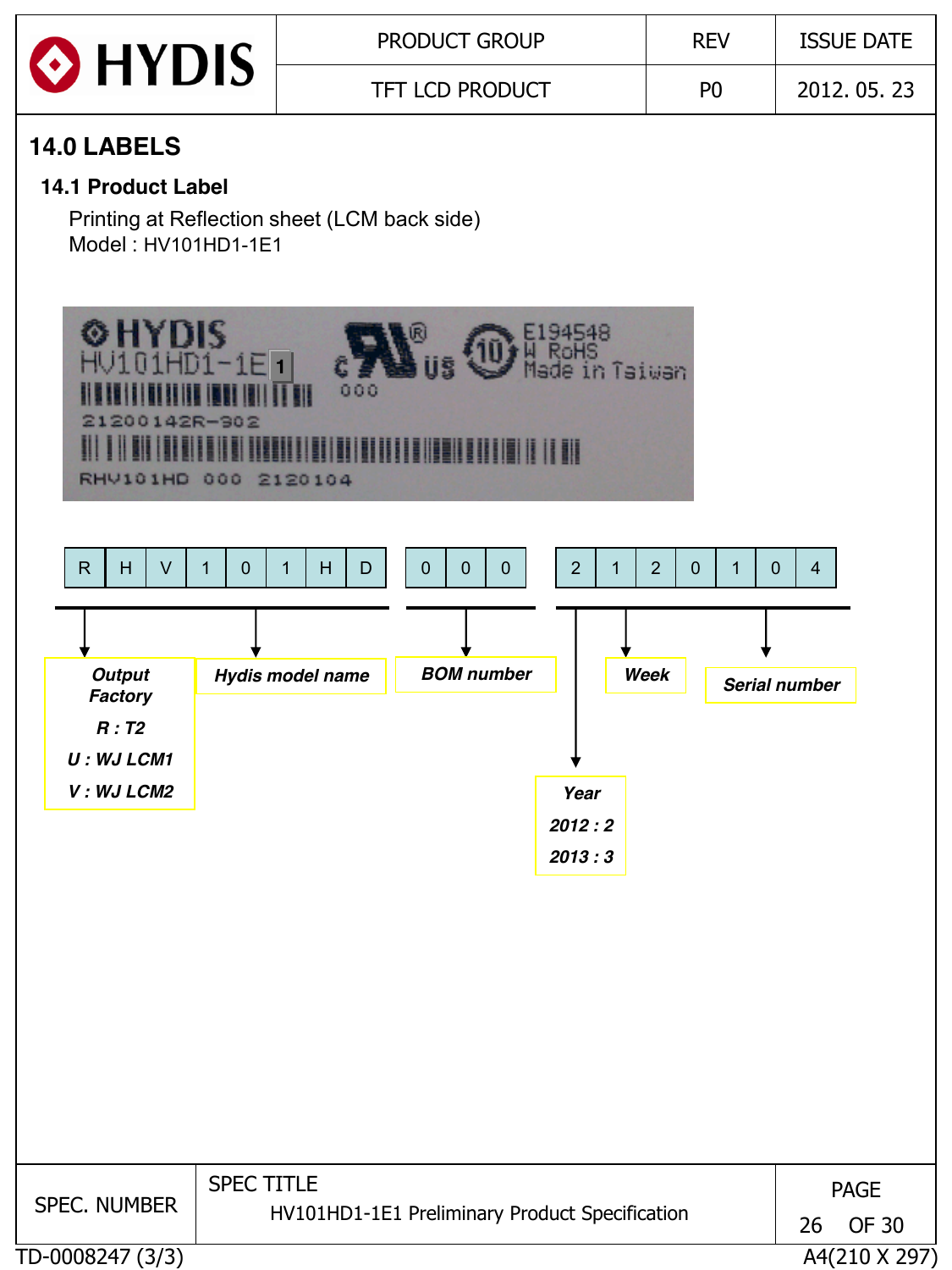## 14.0 LABELS

### 14.1 Product Label

Printing at Reflection sheet (LCM back side)
Model : HV101HD1-1E1

| R | H | V | 1 | 0 | 1 | H | D | | 0 | 0 | 0 | | 2 | 1 | 2 | 0 | 1 | 0 | 4 |
|---|---|---|---|---|---|---|---|---|---|---|---|---|---|---|---|---|---|---|---|

- **R** : *Output Factory* — R : T2, U : WJ LCM1, V : WJ LCM2
- **HV101HD** : *Hydis model name*
- **000** : *BOM number*
- **2** : *Year* — 2012 : 2, 2013 : 3
- **12** : *Week*
- **0104** : *Serial number*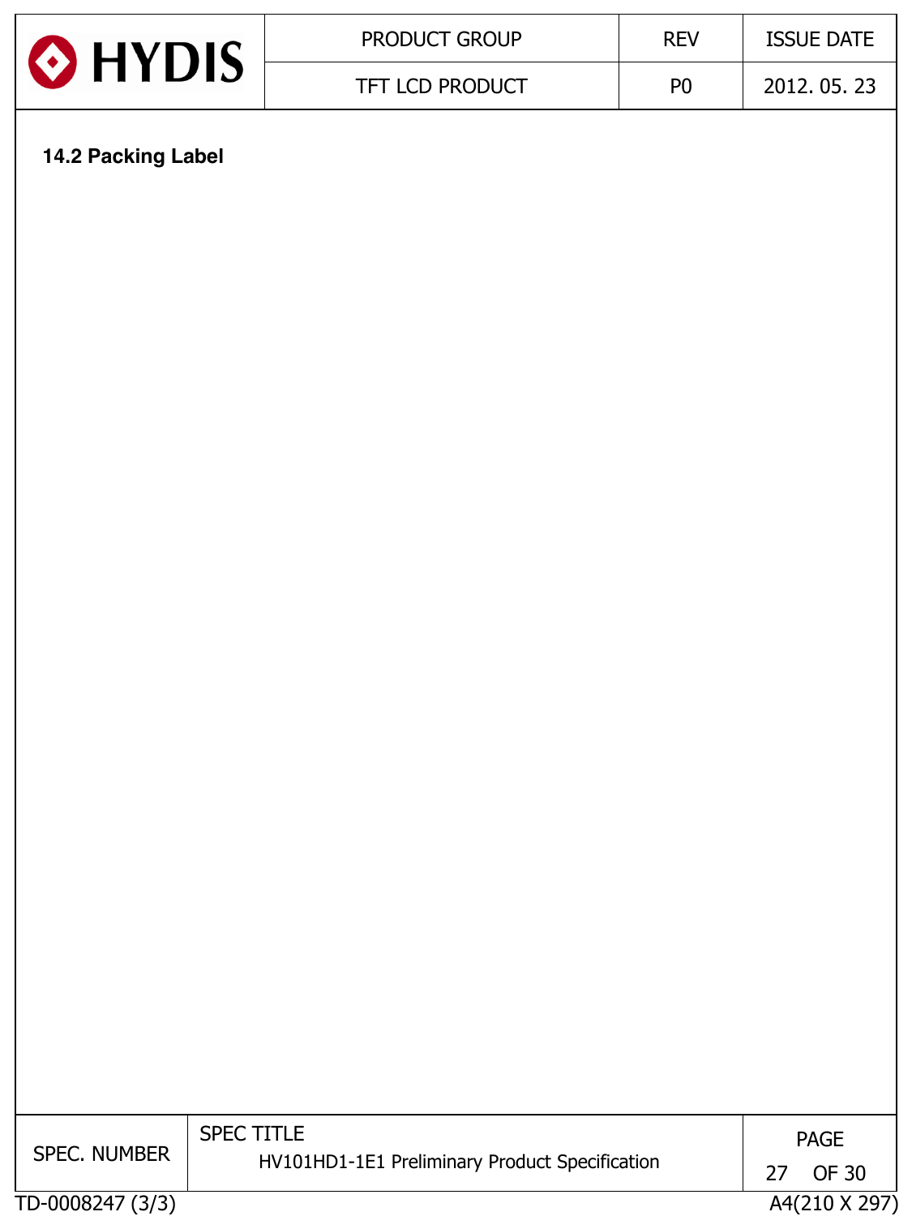### 14.2 Packing Label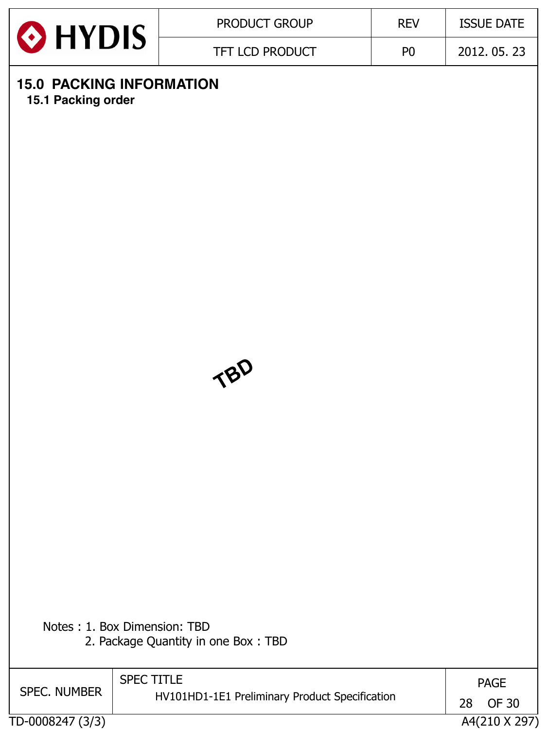# 15.0 PACKING INFORMATION

## 15.1 Packing order

TBD

Notes : 1. Box Dimension: TBD
2. Package Quantity in one Box : TBD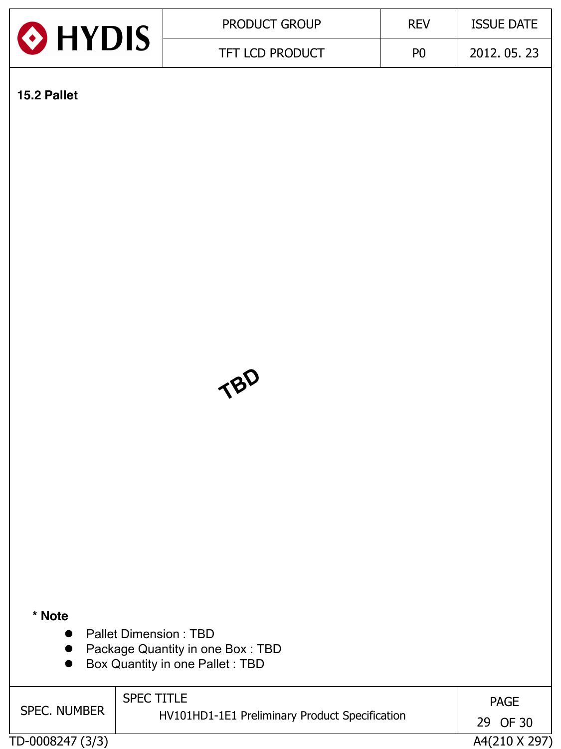### 15.2 Pallet

TBD

**\* Note**

- Pallet Dimension : TBD
- Package Quantity in one Box : TBD
- Box Quantity in one Pallet : TBD